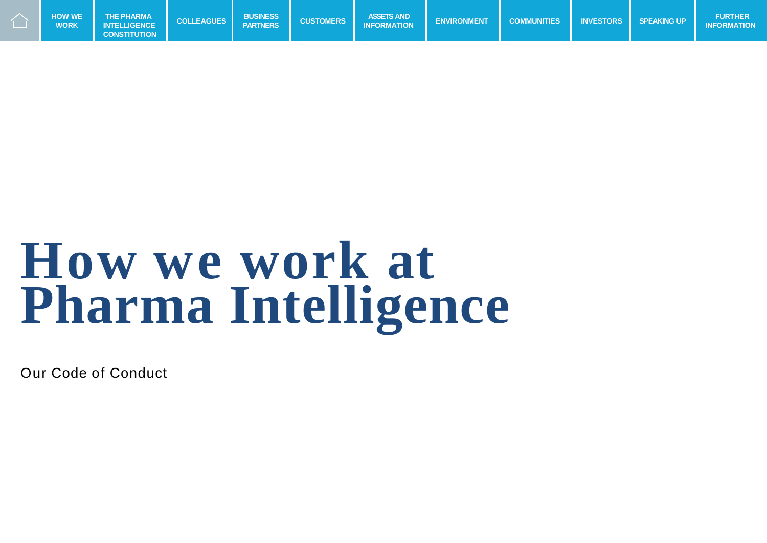# How we work at Pharma Intelligence

Our Code of Conduct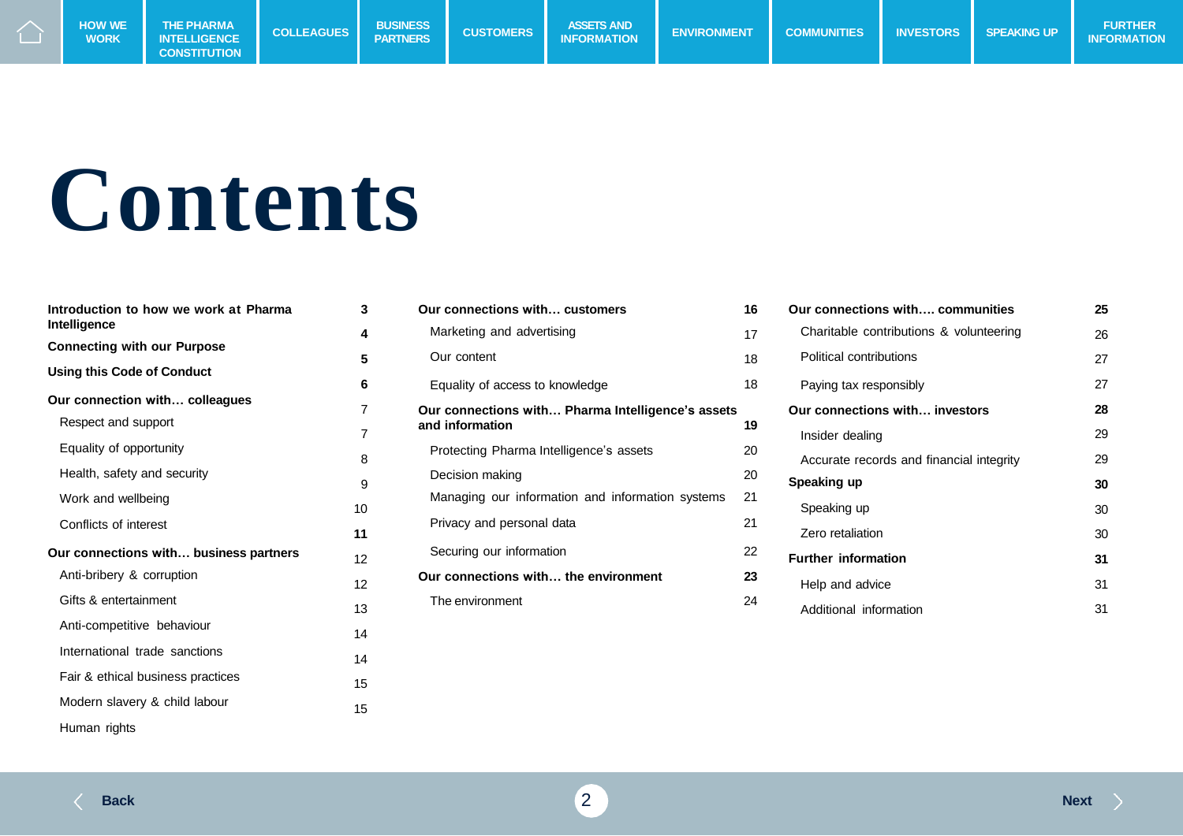# Contents

**Introduction to how we work at Pharma Intelligence** 3

**Connecting with our Purpose** 4

**Using this Code of Conduct** 5

**Our connection with… colleagues** 6

- Respect and support 7
- Equality of opportunity 7
- Health, safety and security 8
- Work and wellbeing 9
- Conflicts of interest 10

**Our connections with… business partners** 11

- Anti-bribery & corruption 12
- Gifts & entertainment 12
- Anti-competitive behaviour 13
- International trade sanctions 14
- Fair & ethical business practices 14
- Modern slavery & child labour 15
- Human rights 15

**Our connections with… customers** 16

- Marketing and advertising 17
- Our content 18
- Equality of access to knowledge 18

**Our connections with… Pharma Intelligence's assets and information** 19

- Protecting Pharma Intelligence's assets 20
- Decision making 20
- Managing our information and information systems 21
- Privacy and personal data 21
- Securing our information 22

**Our connections with… the environment** 23

- The environment 24

**Our connections with…. communities** 25

- Charitable contributions & volunteering 26
- Political contributions 27
- Paying tax responsibly 27

**Our connections with… investors** 28

- Insider dealing 29
- Accurate records and financial integrity 29

**Speaking up** 30

- Speaking up 30
- Zero retaliation 30

**Further information** 31

- Help and advice 31
- Additional information 31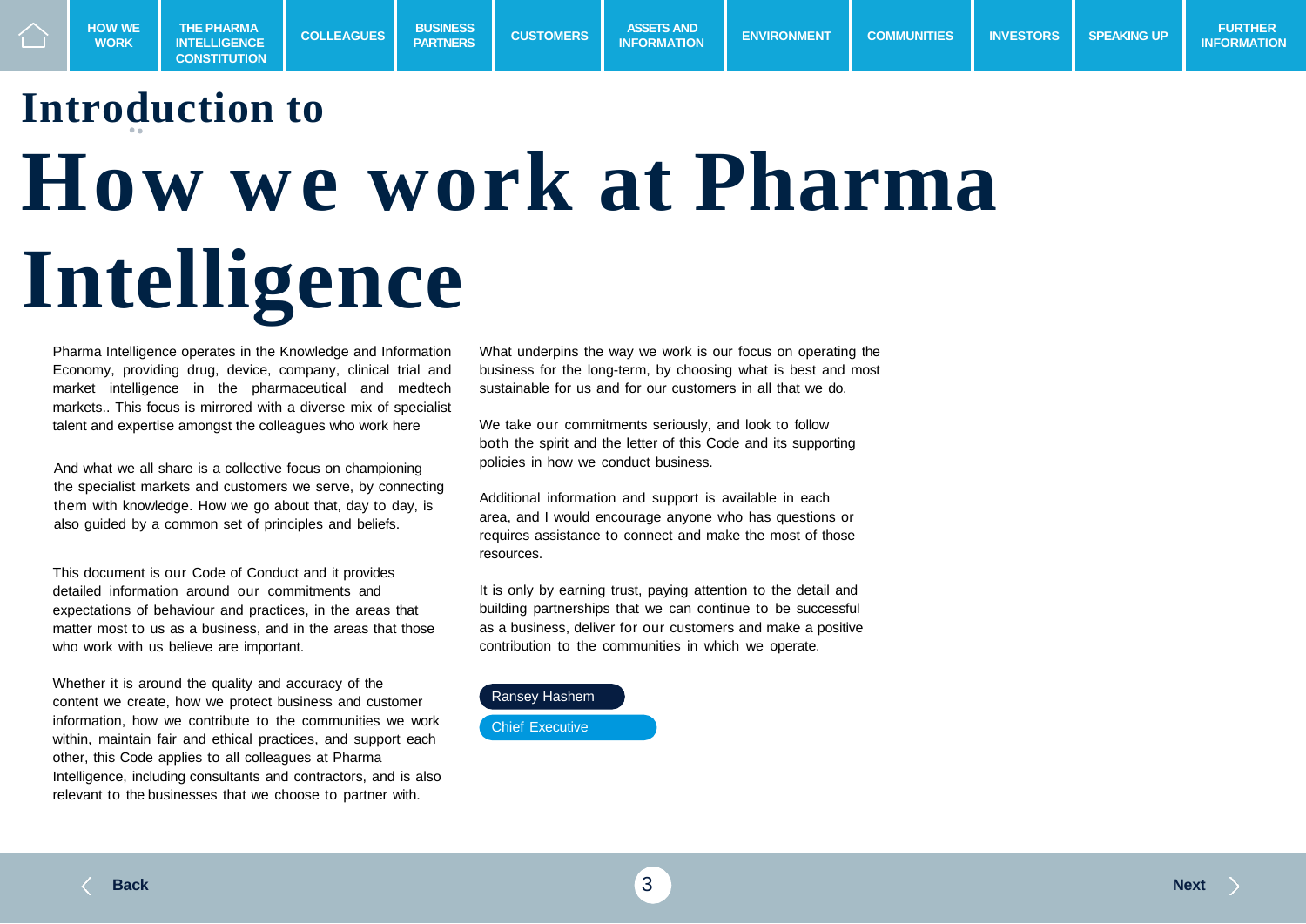# Introduction to How we work at Pharma Intelligence

Pharma Intelligence operates in the Knowledge and Information Economy, providing drug, device, company, clinical trial and market intelligence in the pharmaceutical and medtech markets.. This focus is mirrored with a diverse mix of specialist talent and expertise amongst the colleagues who work here

And what we all share is a collective focus on championing the specialist markets and customers we serve, by connecting them with knowledge. How we go about that, day to day, is also guided by a common set of principles and beliefs.

This document is our Code of Conduct and it provides detailed information around our commitments and expectations of behaviour and practices, in the areas that matter most to us as a business, and in the areas that those who work with us believe are important.

Whether it is around the quality and accuracy of the content we create, how we protect business and customer information, how we contribute to the communities we work within, maintain fair and ethical practices, and support each other, this Code applies to all colleagues at Pharma Intelligence, including consultants and contractors, and is also relevant to the businesses that we choose to partner with.

What underpins the way we work is our focus on operating the business for the long-term, by choosing what is best and most sustainable for us and for our customers in all that we do.

We take our commitments seriously, and look to follow both the spirit and the letter of this Code and its supporting policies in how we conduct business.

Additional information and support is available in each area, and I would encourage anyone who has questions or requires assistance to connect and make the most of those resources.

It is only by earning trust, paying attention to the detail and building partnerships that we can continue to be successful as a business, deliver for our customers and make a positive contribution to the communities in which we operate.

Ransey Hashem
Chief Executive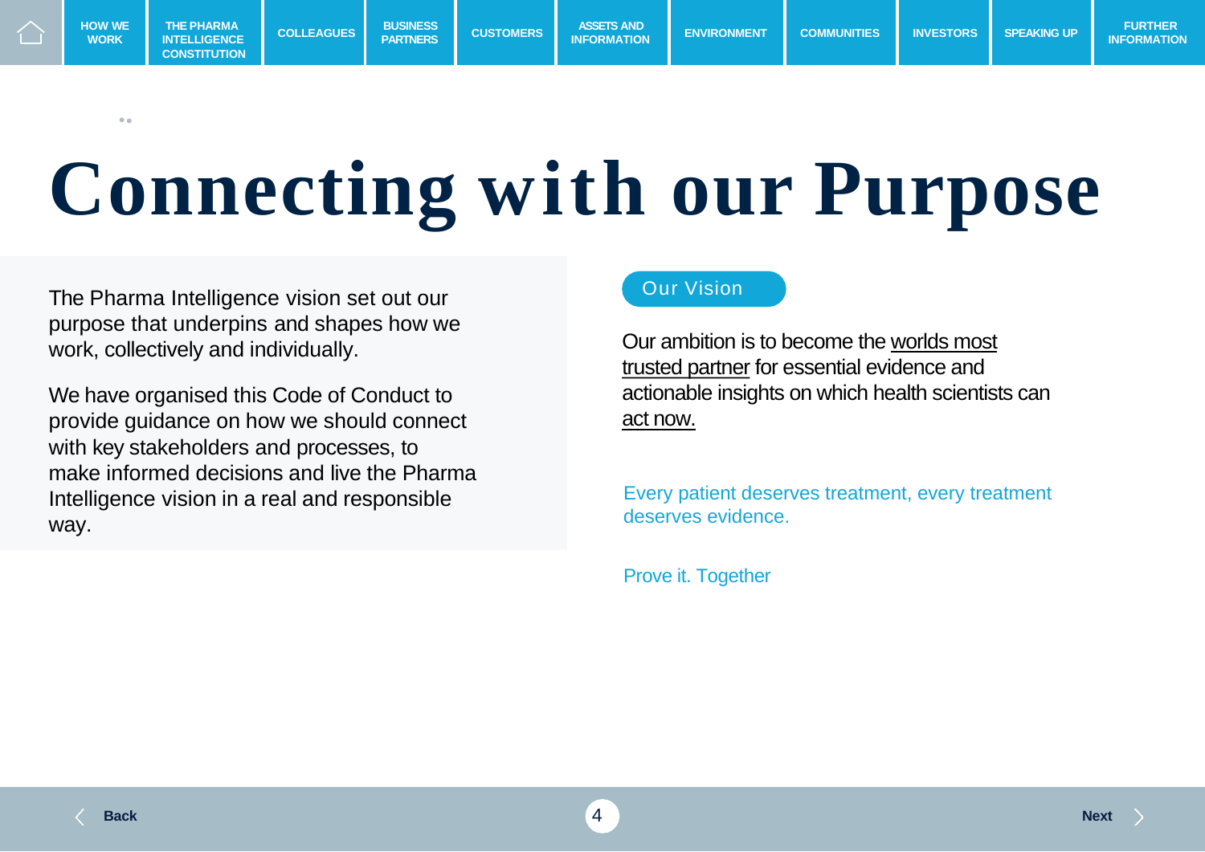# Connecting with our Purpose

The Pharma Intelligence vision set out our purpose that underpins and shapes how we work, collectively and individually.

We have organised this Code of Conduct to provide guidance on how we should connect with key stakeholders and processes, to make informed decisions and live the Pharma Intelligence vision in a real and responsible way.

## Our Vision

Our ambition is to become the worlds most trusted partner for essential evidence and actionable insights on which health scientists can act now.

Every patient deserves treatment, every treatment deserves evidence.

Prove it. Together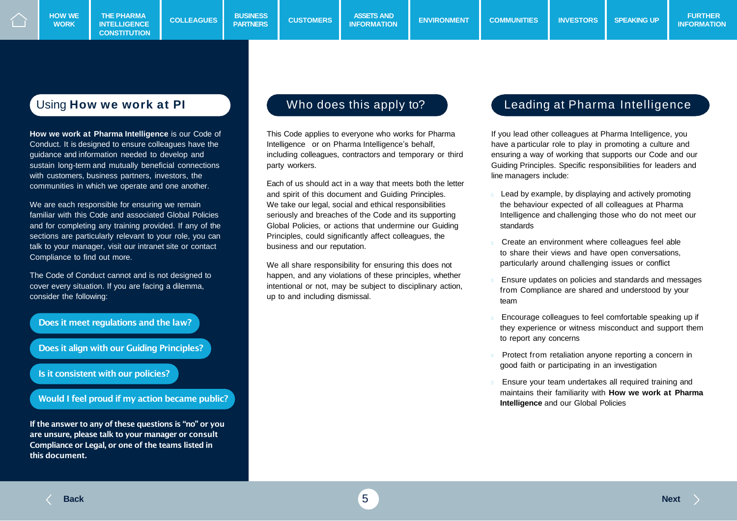## Using **How we work at PI**

**How we work at Pharma Intelligence** is our Code of Conduct. It is designed to ensure colleagues have the guidance and information needed to develop and sustain long-term and mutually beneficial connections with customers, business partners, investors, the communities in which we operate and one another.

We are each responsible for ensuring we remain familiar with this Code and associated Global Policies and for completing any training provided. If any of the sections are particularly relevant to your role, you can talk to your manager, visit our intranet site or contact Compliance to find out more.

The Code of Conduct cannot and is not designed to cover every situation. If you are facing a dilemma, consider the following:

**Does it meet regulations and the law?**

**Does it align with our Guiding Principles?**

**Is it consistent with our policies?**

**Would I feel proud if my action became public?**

**If the answer to any of these questions is "no" or you are unsure, please talk to your manager or consult Compliance or Legal, or one of the teams listed in this document.**

## Who does this apply to?

This Code applies to everyone who works for Pharma Intelligence or on Pharma Intelligence's behalf, including colleagues, contractors and temporary or third party workers.

Each of us should act in a way that meets both the letter and spirit of this document and Guiding Principles. We take our legal, social and ethical responsibilities seriously and breaches of the Code and its supporting Global Policies, or actions that undermine our Guiding Principles, could significantly affect colleagues, the business and our reputation.

We all share responsibility for ensuring this does not happen, and any violations of these principles, whether intentional or not, may be subject to disciplinary action, up to and including dismissal.

## Leading at Pharma Intelligence

If you lead other colleagues at Pharma Intelligence, you have a particular role to play in promoting a culture and ensuring a way of working that supports our Code and our Guiding Principles. Specific responsibilities for leaders and line managers include:

- Lead by example, by displaying and actively promoting the behaviour expected of all colleagues at Pharma Intelligence and challenging those who do not meet our standards
- Create an environment where colleagues feel able to share their views and have open conversations, particularly around challenging issues or conflict
- Ensure updates on policies and standards and messages from Compliance are shared and understood by your team
- Encourage colleagues to feel comfortable speaking up if they experience or witness misconduct and support them to report any concerns
- Protect from retaliation anyone reporting a concern in good faith or participating in an investigation
- Ensure your team undertakes all required training and maintains their familiarity with **How we work at Pharma Intelligence** and our Global Policies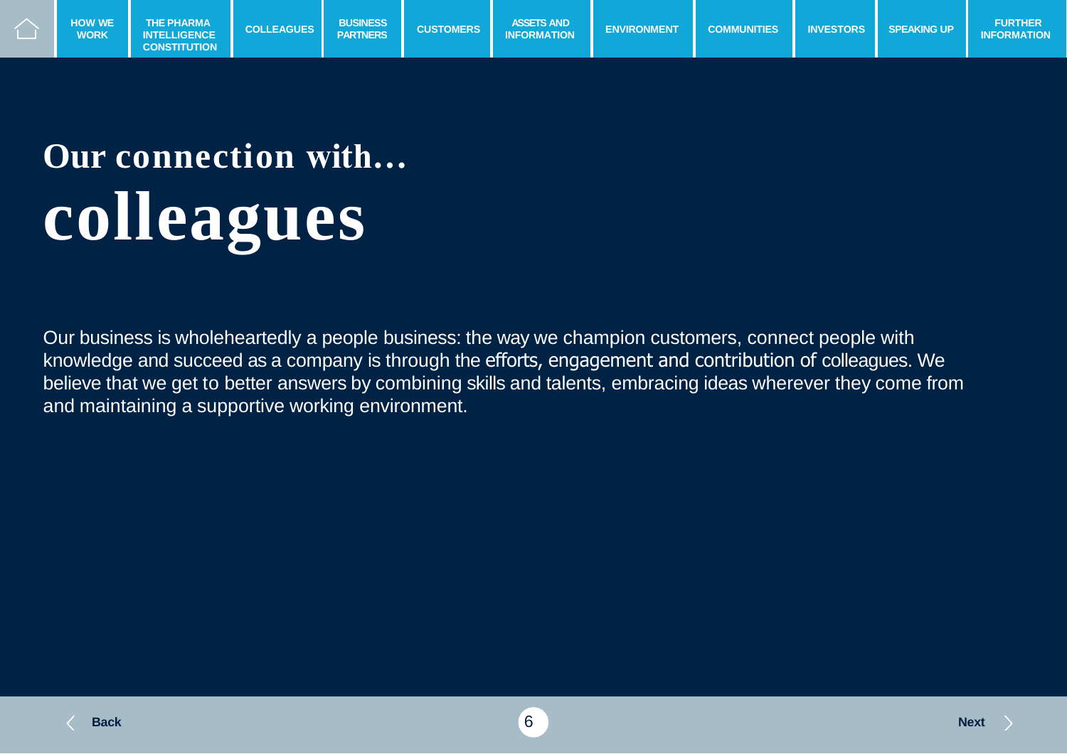# Our connection with... colleagues

Our business is wholeheartedly a people business: the way we champion customers, connect people with knowledge and succeed as a company is through the efforts, engagement and contribution of colleagues. We believe that we get to better answers by combining skills and talents, embracing ideas wherever they come from and maintaining a supportive working environment.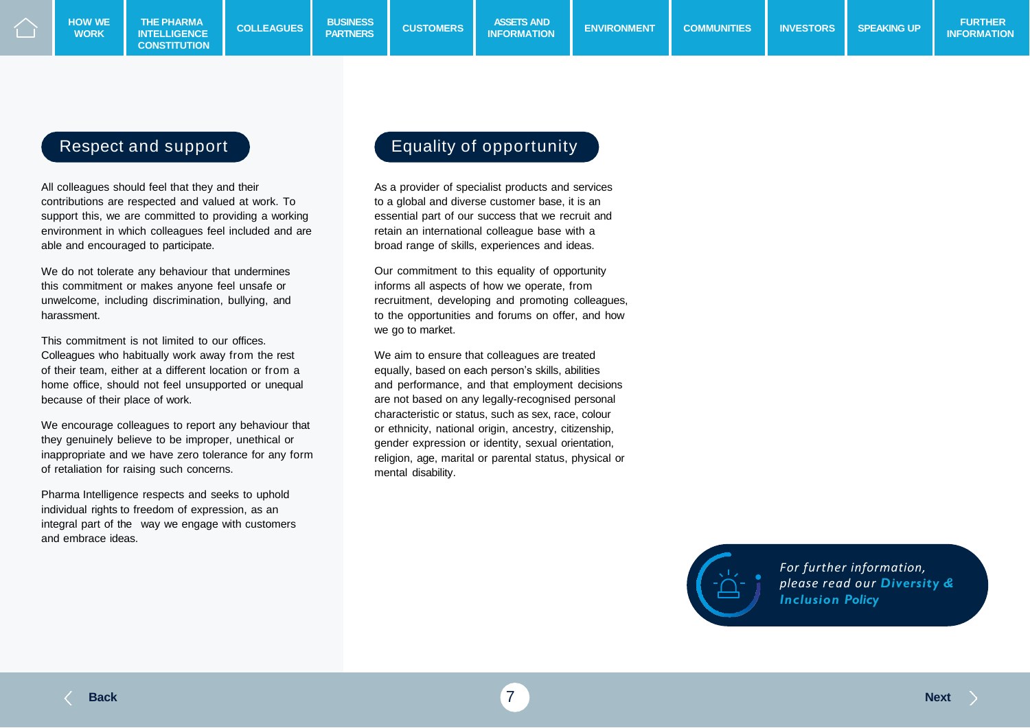## Respect and support

All colleagues should feel that they and their contributions are respected and valued at work. To support this, we are committed to providing a working environment in which colleagues feel included and are able and encouraged to participate.

We do not tolerate any behaviour that undermines this commitment or makes anyone feel unsafe or unwelcome, including discrimination, bullying, and harassment.

This commitment is not limited to our offices. Colleagues who habitually work away from the rest of their team, either at a different location or from a home office, should not feel unsupported or unequal because of their place of work.

We encourage colleagues to report any behaviour that they genuinely believe to be improper, unethical or inappropriate and we have zero tolerance for any form of retaliation for raising such concerns.

Pharma Intelligence respects and seeks to uphold individual rights to freedom of expression, as an integral part of the way we engage with customers and embrace ideas.

## Equality of opportunity

As a provider of specialist products and services to a global and diverse customer base, it is an essential part of our success that we recruit and retain an international colleague base with a broad range of skills, experiences and ideas.

Our commitment to this equality of opportunity informs all aspects of how we operate, from recruitment, developing and promoting colleagues, to the opportunities and forums on offer, and how we go to market.

We aim to ensure that colleagues are treated equally, based on each person's skills, abilities and performance, and that employment decisions are not based on any legally-recognised personal characteristic or status, such as sex, race, colour or ethnicity, national origin, ancestry, citizenship, gender expression or identity, sexual orientation, religion, age, marital or parental status, physical or mental disability.

*For further information, please read our* ***Diversity & Inclusion Policy***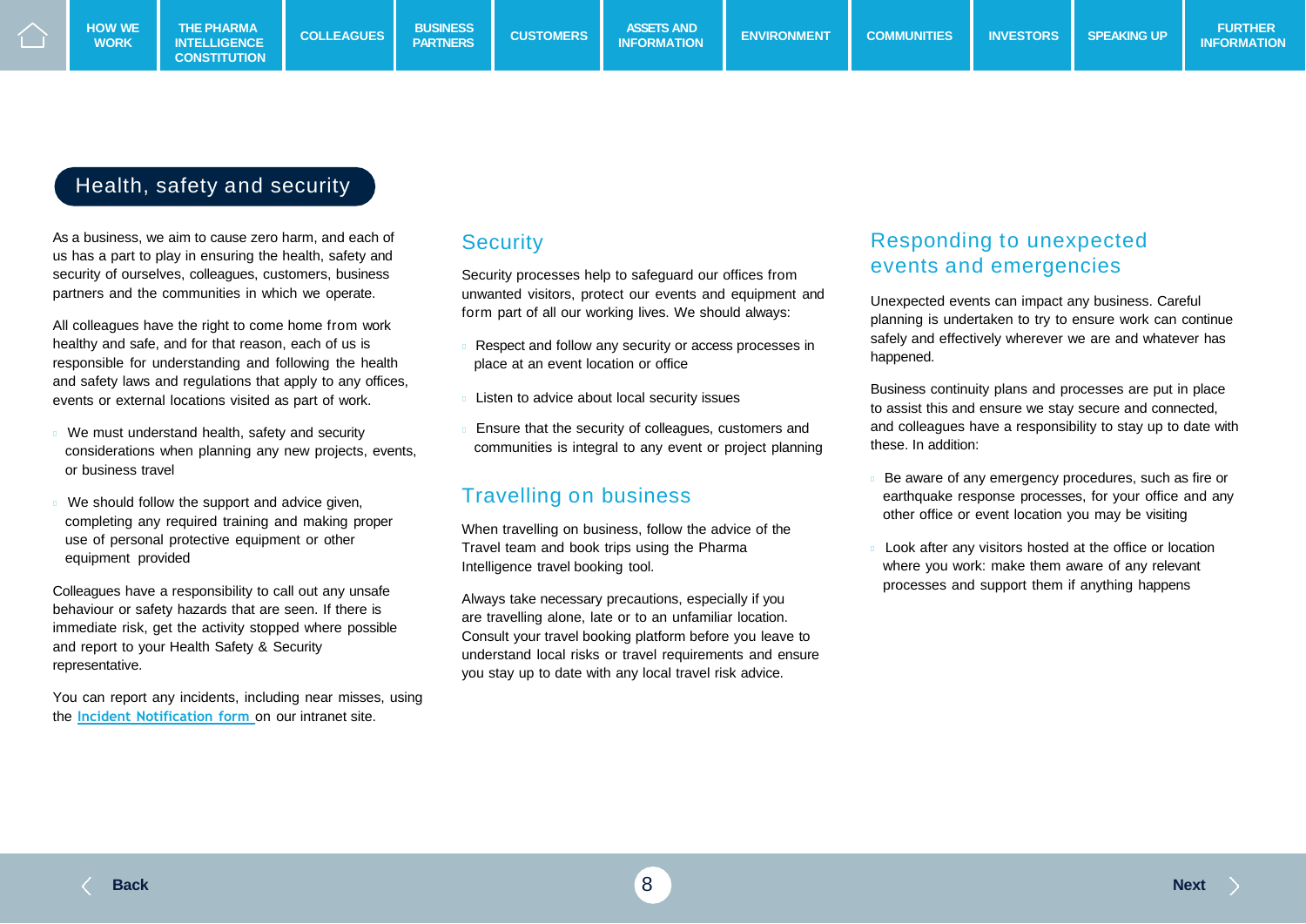## Health, safety and security

As a business, we aim to cause zero harm, and each of us has a part to play in ensuring the health, safety and security of ourselves, colleagues, customers, business partners and the communities in which we operate.

All colleagues have the right to come home from work healthy and safe, and for that reason, each of us is responsible for understanding and following the health and safety laws and regulations that apply to any offices, events or external locations visited as part of work.

- We must understand health, safety and security considerations when planning any new projects, events, or business travel
- We should follow the support and advice given, completing any required training and making proper use of personal protective equipment or other equipment provided

Colleagues have a responsibility to call out any unsafe behaviour or safety hazards that are seen. If there is immediate risk, get the activity stopped where possible and report to your Health Safety & Security representative.

You can report any incidents, including near misses, using the **Incident Notification form** on our intranet site.

### Security

Security processes help to safeguard our offices from unwanted visitors, protect our events and equipment and form part of all our working lives. We should always:

- Respect and follow any security or access processes in place at an event location or office
- Listen to advice about local security issues
- Ensure that the security of colleagues, customers and communities is integral to any event or project planning

### Travelling on business

When travelling on business, follow the advice of the Travel team and book trips using the Pharma Intelligence travel booking tool.

Always take necessary precautions, especially if you are travelling alone, late or to an unfamiliar location. Consult your travel booking platform before you leave to understand local risks or travel requirements and ensure you stay up to date with any local travel risk advice.

### Responding to unexpected events and emergencies

Unexpected events can impact any business. Careful planning is undertaken to try to ensure work can continue safely and effectively wherever we are and whatever has happened.

Business continuity plans and processes are put in place to assist this and ensure we stay secure and connected, and colleagues have a responsibility to stay up to date with these. In addition:

- Be aware of any emergency procedures, such as fire or earthquake response processes, for your office and any other office or event location you may be visiting
- Look after any visitors hosted at the office or location where you work: make them aware of any relevant processes and support them if anything happens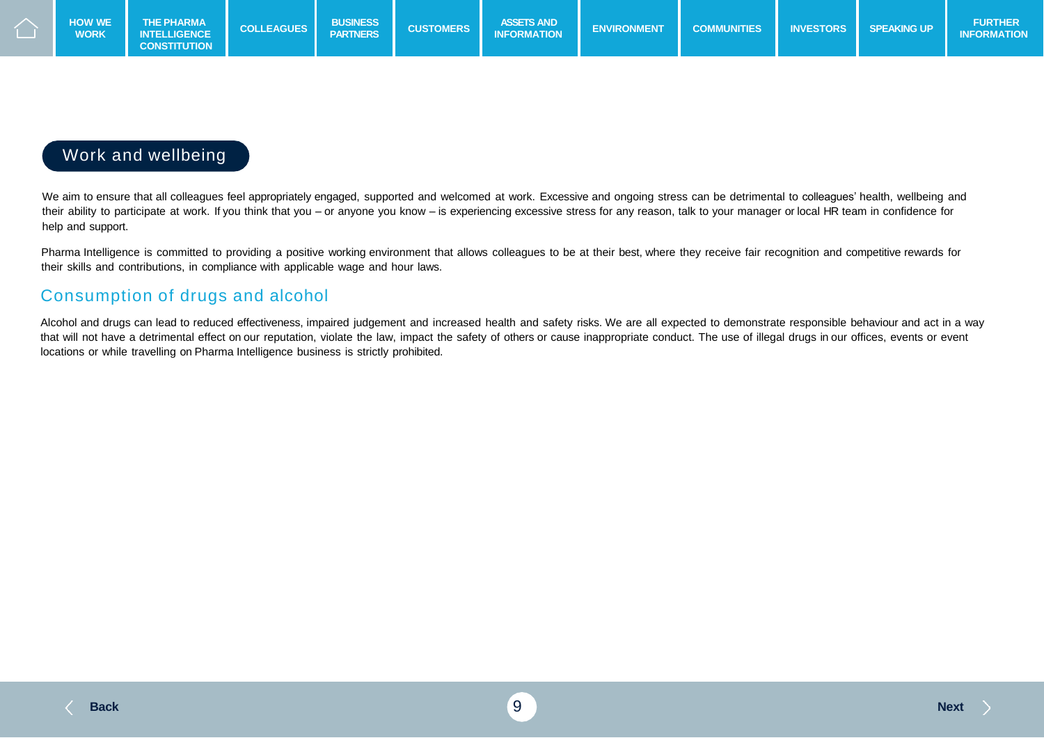## Work and wellbeing

We aim to ensure that all colleagues feel appropriately engaged, supported and welcomed at work. Excessive and ongoing stress can be detrimental to colleagues' health, wellbeing and their ability to participate at work. If you think that you – or anyone you know – is experiencing excessive stress for any reason, talk to your manager or local HR team in confidence for help and support.

Pharma Intelligence is committed to providing a positive working environment that allows colleagues to be at their best, where they receive fair recognition and competitive rewards for their skills and contributions, in compliance with applicable wage and hour laws.

### Consumption of drugs and alcohol

Alcohol and drugs can lead to reduced effectiveness, impaired judgement and increased health and safety risks. We are all expected to demonstrate responsible behaviour and act in a way that will not have a detrimental effect on our reputation, violate the law, impact the safety of others or cause inappropriate conduct. The use of illegal drugs in our offices, events or event locations or while travelling on Pharma Intelligence business is strictly prohibited.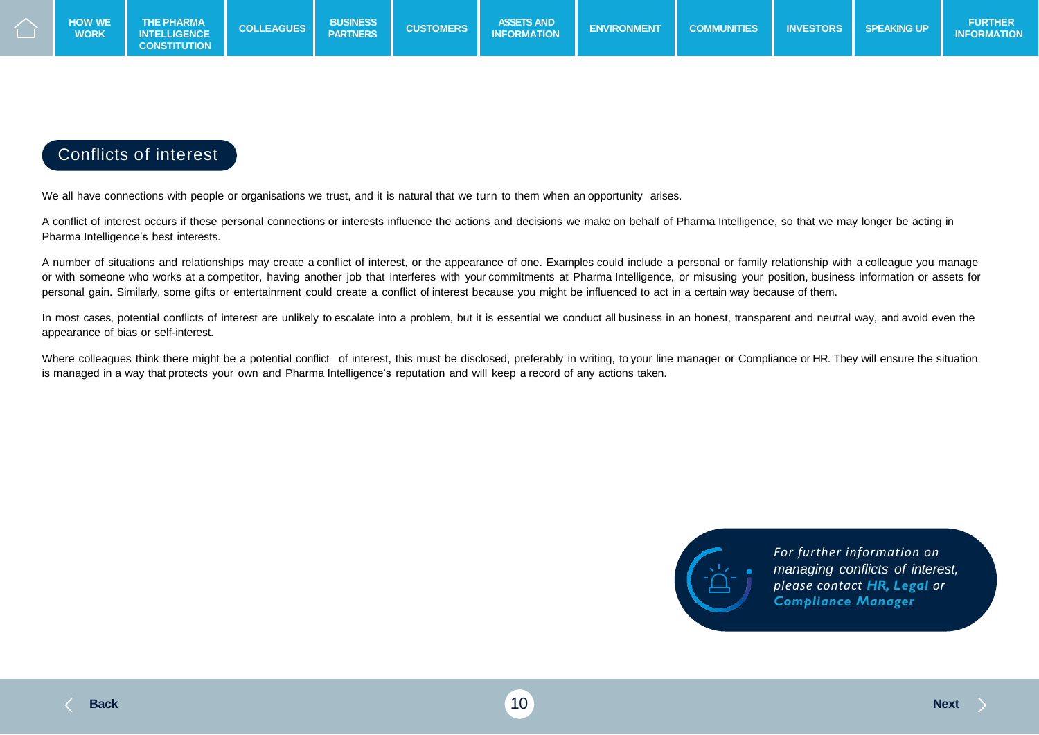## Conflicts of interest

We all have connections with people or organisations we trust, and it is natural that we turn to them when an opportunity arises.

A conflict of interest occurs if these personal connections or interests influence the actions and decisions we make on behalf of Pharma Intelligence, so that we may longer be acting in Pharma Intelligence's best interests.

A number of situations and relationships may create a conflict of interest, or the appearance of one. Examples could include a personal or family relationship with a colleague you manage or with someone who works at a competitor, having another job that interferes with your commitments at Pharma Intelligence, or misusing your position, business information or assets for personal gain. Similarly, some gifts or entertainment could create a conflict of interest because you might be influenced to act in a certain way because of them.

In most cases, potential conflicts of interest are unlikely to escalate into a problem, but it is essential we conduct all business in an honest, transparent and neutral way, and avoid even the appearance of bias or self-interest.

Where colleagues think there might be a potential conflict of interest, this must be disclosed, preferably in writing, to your line manager or Compliance or HR. They will ensure the situation is managed in a way that protects your own and Pharma Intelligence's reputation and will keep a record of any actions taken.

*For further information on managing conflicts of interest, please contact **HR, Legal** or **Compliance Manager***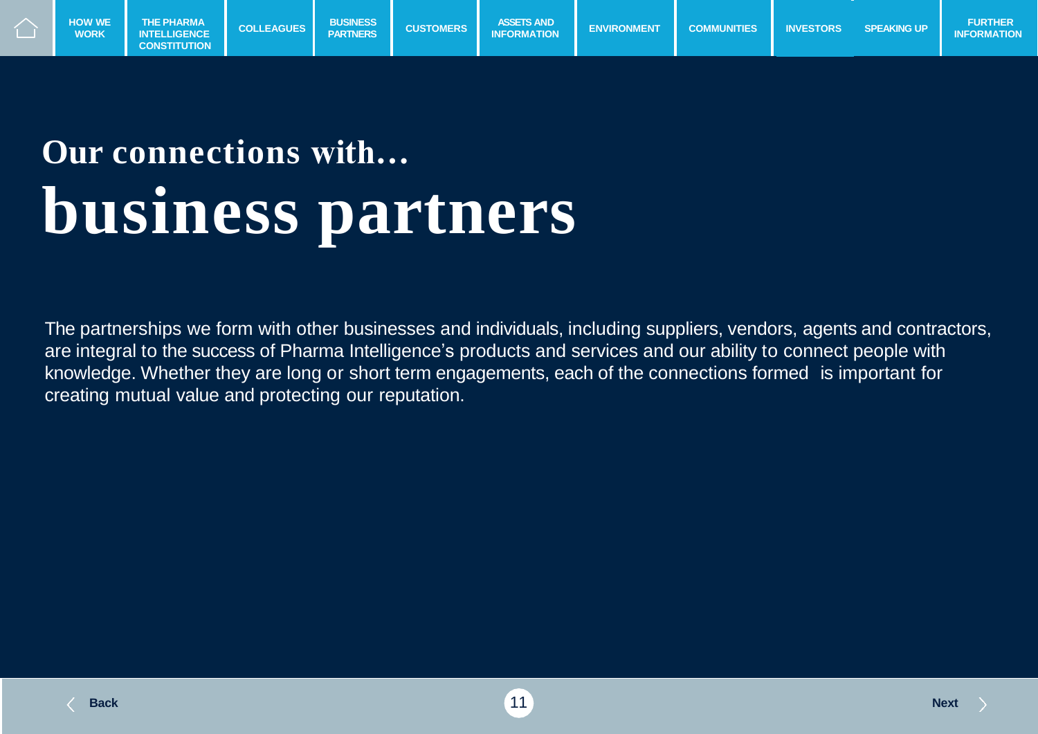# Our connections with…
# business partners

The partnerships we form with other businesses and individuals, including suppliers, vendors, agents and contractors, are integral to the success of Pharma Intelligence's products and services and our ability to connect people with knowledge. Whether they are long or short term engagements, each of the connections formed is important for creating mutual value and protecting our reputation.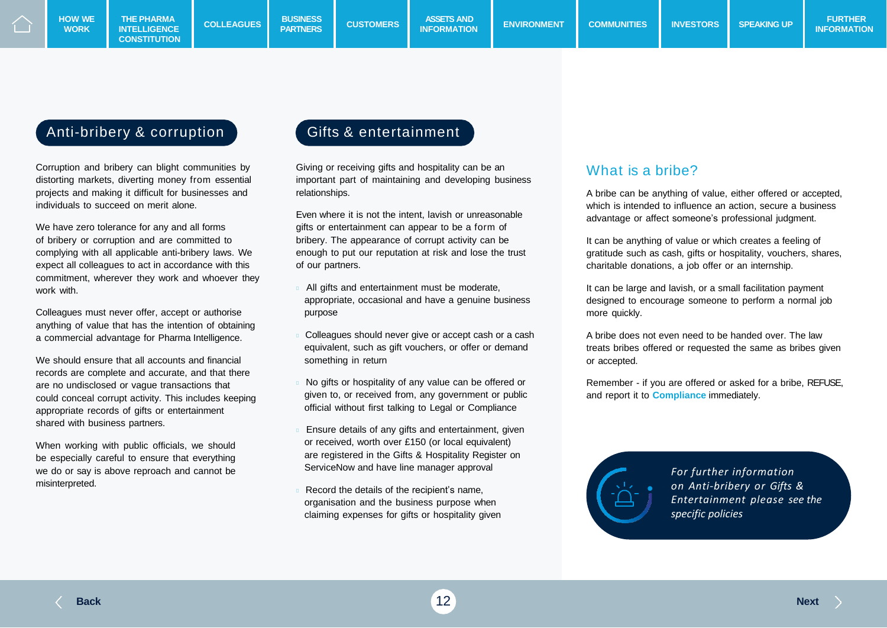## Anti-bribery & corruption

Corruption and bribery can blight communities by distorting markets, diverting money from essential projects and making it difficult for businesses and individuals to succeed on merit alone.

We have zero tolerance for any and all forms of bribery or corruption and are committed to complying with all applicable anti-bribery laws. We expect all colleagues to act in accordance with this commitment, wherever they work and whoever they work with.

Colleagues must never offer, accept or authorise anything of value that has the intention of obtaining a commercial advantage for Pharma Intelligence.

We should ensure that all accounts and financial records are complete and accurate, and that there are no undisclosed or vague transactions that could conceal corrupt activity. This includes keeping appropriate records of gifts or entertainment shared with business partners.

When working with public officials, we should be especially careful to ensure that everything we do or say is above reproach and cannot be misinterpreted.

## Gifts & entertainment

Giving or receiving gifts and hospitality can be an important part of maintaining and developing business relationships.

Even where it is not the intent, lavish or unreasonable gifts or entertainment can appear to be a form of bribery. The appearance of corrupt activity can be enough to put our reputation at risk and lose the trust of our partners.

- All gifts and entertainment must be moderate, appropriate, occasional and have a genuine business purpose
- Colleagues should never give or accept cash or a cash equivalent, such as gift vouchers, or offer or demand something in return
- No gifts or hospitality of any value can be offered or given to, or received from, any government or public official without first talking to Legal or Compliance
- Ensure details of any gifts and entertainment, given or received, worth over £150 (or local equivalent) are registered in the Gifts & Hospitality Register on ServiceNow and have line manager approval
- Record the details of the recipient's name, organisation and the business purpose when claiming expenses for gifts or hospitality given

### What is a bribe?

A bribe can be anything of value, either offered or accepted, which is intended to influence an action, secure a business advantage or affect someone's professional judgment.

It can be anything of value or which creates a feeling of gratitude such as cash, gifts or hospitality, vouchers, shares, charitable donations, a job offer or an internship.

It can be large and lavish, or a small facilitation payment designed to encourage someone to perform a normal job more quickly.

A bribe does not even need to be handed over. The law treats bribes offered or requested the same as bribes given or accepted.

Remember - if you are offered or asked for a bribe, REFUSE, and report it to **Compliance** immediately.

*For further information on Anti-bribery or Gifts & Entertainment please see the specific policies*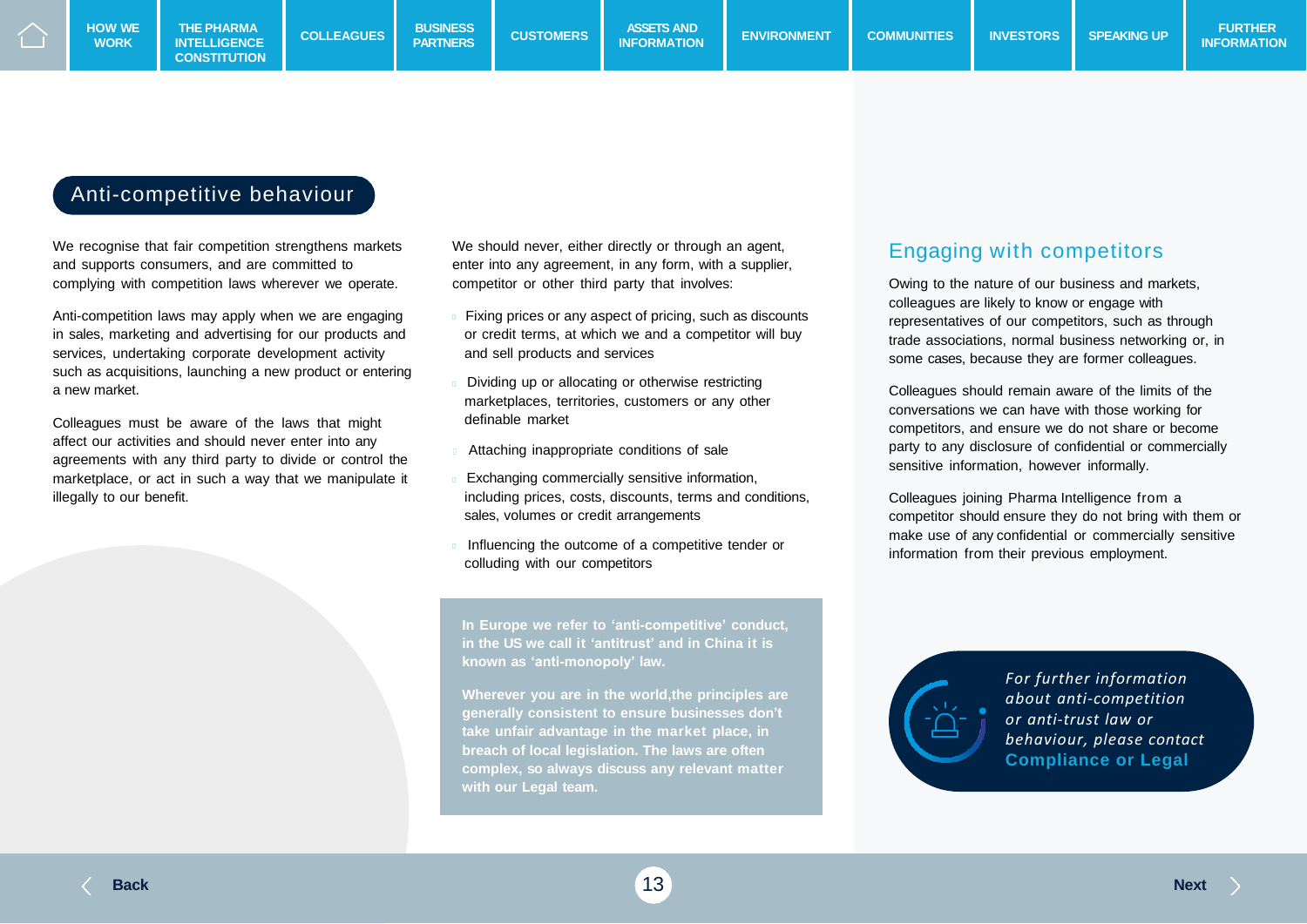## Anti-competitive behaviour

We recognise that fair competition strengthens markets and supports consumers, and are committed to complying with competition laws wherever we operate.

Anti-competition laws may apply when we are engaging in sales, marketing and advertising for our products and services, undertaking corporate development activity such as acquisitions, launching a new product or entering a new market.

Colleagues must be aware of the laws that might affect our activities and should never enter into any agreements with any third party to divide or control the marketplace, or act in such a way that we manipulate it illegally to our benefit.

We should never, either directly or through an agent, enter into any agreement, in any form, with a supplier, competitor or other third party that involves:

- Fixing prices or any aspect of pricing, such as discounts or credit terms, at which we and a competitor will buy and sell products and services
- Dividing up or allocating or otherwise restricting marketplaces, territories, customers or any other definable market
- Attaching inappropriate conditions of sale
- Exchanging commercially sensitive information, including prices, costs, discounts, terms and conditions, sales, volumes or credit arrangements
- Influencing the outcome of a competitive tender or colluding with our competitors

**In Europe we refer to 'anti-competitive' conduct, in the US we call it 'antitrust' and in China it is known as 'anti-monopoly' law.**

**Wherever you are in the world,the principles are generally consistent to ensure businesses don't take unfair advantage in the market place, in breach of local legislation. The laws are often complex, so always discuss any relevant matter with our Legal team.**

## Engaging with competitors

Owing to the nature of our business and markets, colleagues are likely to know or engage with representatives of our competitors, such as through trade associations, normal business networking or, in some cases, because they are former colleagues.

Colleagues should remain aware of the limits of the conversations we can have with those working for competitors, and ensure we do not share or become party to any disclosure of confidential or commercially sensitive information, however informally.

Colleagues joining Pharma Intelligence from a competitor should ensure they do not bring with them or make use of any confidential or commercially sensitive information from their previous employment.

*For further information about anti-competition or anti-trust law or behaviour, please contact* **Compliance or Legal**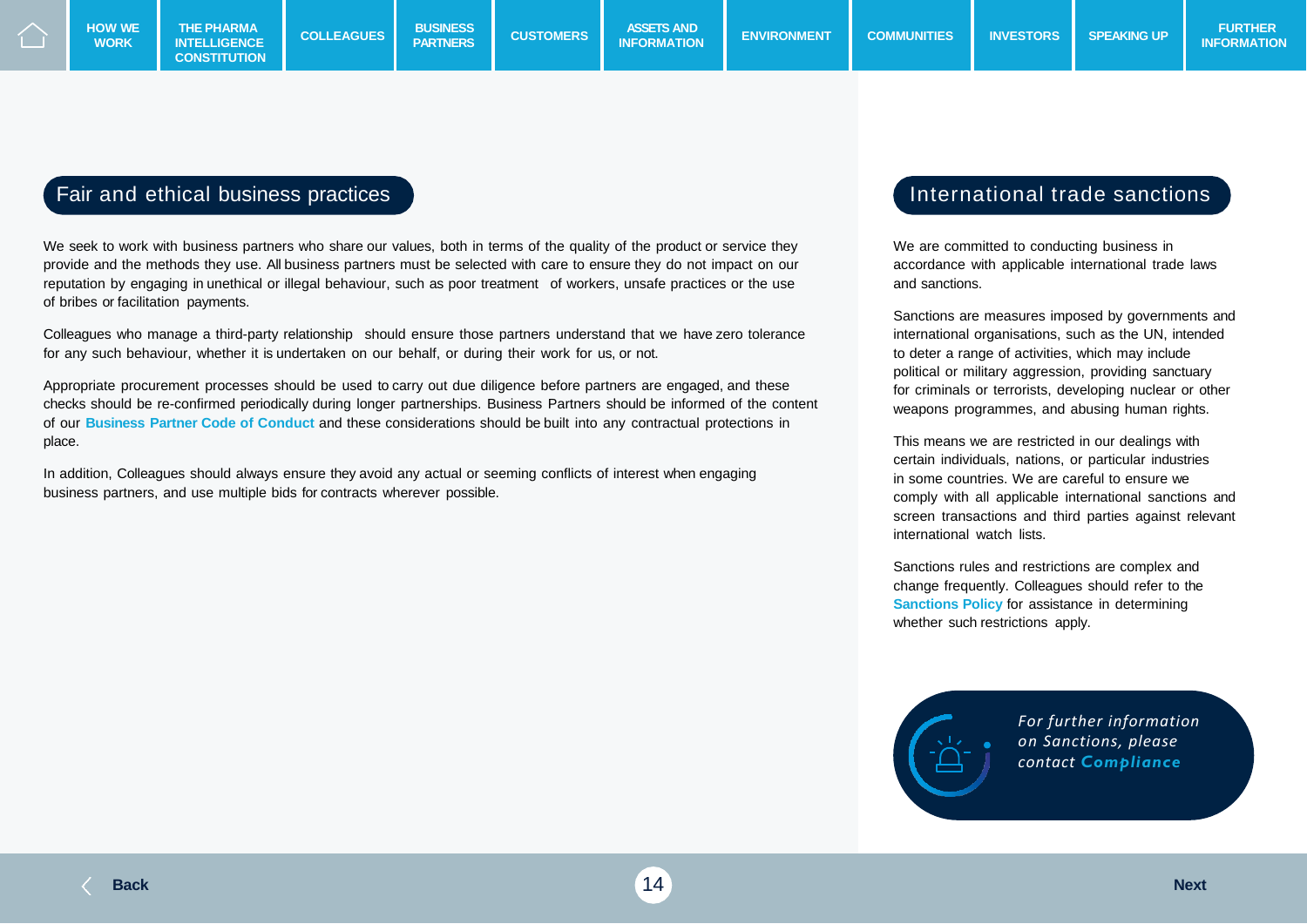## Fair and ethical business practices

We seek to work with business partners who share our values, both in terms of the quality of the product or service they provide and the methods they use. All business partners must be selected with care to ensure they do not impact on our reputation by engaging in unethical or illegal behaviour, such as poor treatment of workers, unsafe practices or the use of bribes or facilitation payments.

Colleagues who manage a third-party relationship should ensure those partners understand that we have zero tolerance for any such behaviour, whether it is undertaken on our behalf, or during their work for us, or not.

Appropriate procurement processes should be used to carry out due diligence before partners are engaged, and these checks should be re-confirmed periodically during longer partnerships. Business Partners should be informed of the content of our **Business Partner Code of Conduct** and these considerations should be built into any contractual protections in place.

In addition, Colleagues should always ensure they avoid any actual or seeming conflicts of interest when engaging business partners, and use multiple bids for contracts wherever possible.

## International trade sanctions

We are committed to conducting business in accordance with applicable international trade laws and sanctions.

Sanctions are measures imposed by governments and international organisations, such as the UN, intended to deter a range of activities, which may include political or military aggression, providing sanctuary for criminals or terrorists, developing nuclear or other weapons programmes, and abusing human rights.

This means we are restricted in our dealings with certain individuals, nations, or particular industries in some countries. We are careful to ensure we comply with all applicable international sanctions and screen transactions and third parties against relevant international watch lists.

Sanctions rules and restrictions are complex and change frequently. Colleagues should refer to the **Sanctions Policy** for assistance in determining whether such restrictions apply.

*For further information on Sanctions, please contact* ***Compliance***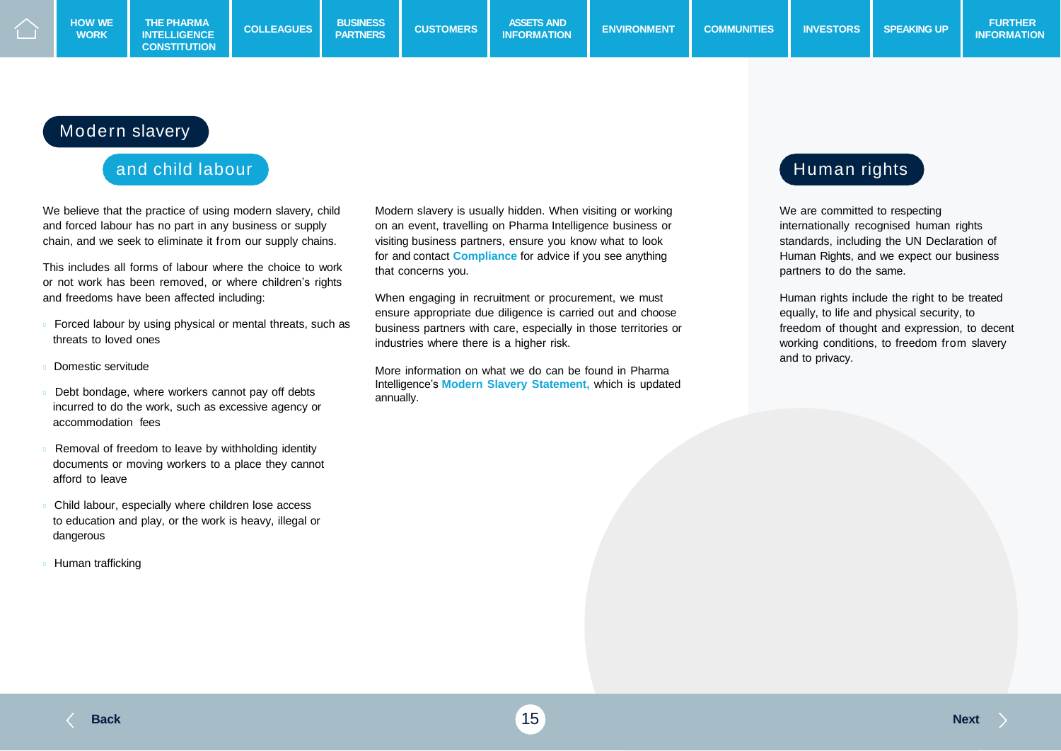## Modern slavery and child labour

We believe that the practice of using modern slavery, child and forced labour has no part in any business or supply chain, and we seek to eliminate it from our supply chains.

This includes all forms of labour where the choice to work or not work has been removed, or where children's rights and freedoms have been affected including:

- Forced labour by using physical or mental threats, such as threats to loved ones
- Domestic servitude
- Debt bondage, where workers cannot pay off debts incurred to do the work, such as excessive agency or accommodation fees
- Removal of freedom to leave by withholding identity documents or moving workers to a place they cannot afford to leave
- Child labour, especially where children lose access to education and play, or the work is heavy, illegal or dangerous
- Human trafficking

Modern slavery is usually hidden. When visiting or working on an event, travelling on Pharma Intelligence business or visiting business partners, ensure you know what to look for and contact **Compliance** for advice if you see anything that concerns you.

When engaging in recruitment or procurement, we must ensure appropriate due diligence is carried out and choose business partners with care, especially in those territories or industries where there is a higher risk.

More information on what we do can be found in Pharma Intelligence's **Modern Slavery Statement,** which is updated annually.

## Human rights

We are committed to respecting internationally recognised human rights standards, including the UN Declaration of Human Rights, and we expect our business partners to do the same.

Human rights include the right to be treated equally, to life and physical security, to freedom of thought and expression, to decent working conditions, to freedom from slavery and to privacy.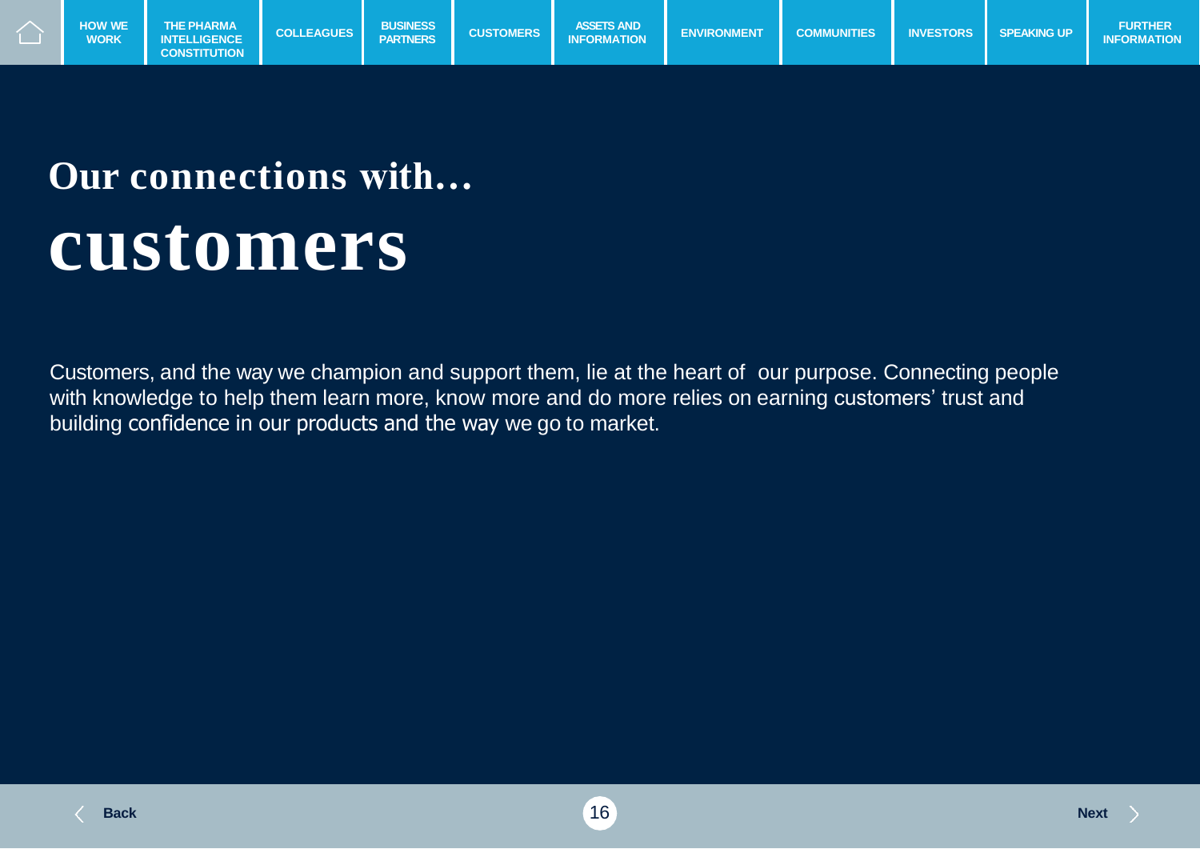# Our connections with…

# customers

Customers, and the way we champion and support them, lie at the heart of our purpose. Connecting people with knowledge to help them learn more, know more and do more relies on earning customers' trust and building confidence in our products and the way we go to market.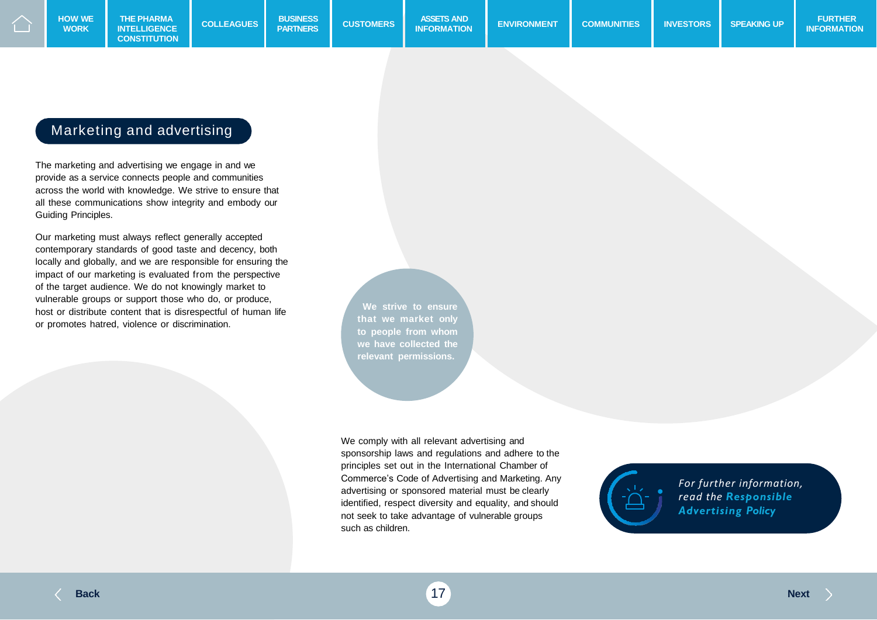## Marketing and advertising

The marketing and advertising we engage in and we provide as a service connects people and communities across the world with knowledge. We strive to ensure that all these communications show integrity and embody our Guiding Principles.

Our marketing must always reflect generally accepted contemporary standards of good taste and decency, both locally and globally, and we are responsible for ensuring the impact of our marketing is evaluated from the perspective of the target audience. We do not knowingly market to vulnerable groups or support those who do, or produce, host or distribute content that is disrespectful of human life or promotes hatred, violence or discrimination.

**We strive to ensure that we market only to people from whom we have collected the relevant permissions.**

We comply with all relevant advertising and sponsorship laws and regulations and adhere to the principles set out in the International Chamber of Commerce's Code of Advertising and Marketing. Any advertising or sponsored material must be clearly identified, respect diversity and equality, and should not seek to take advantage of vulnerable groups such as children.

*For further information, read the **Responsible Advertising Policy***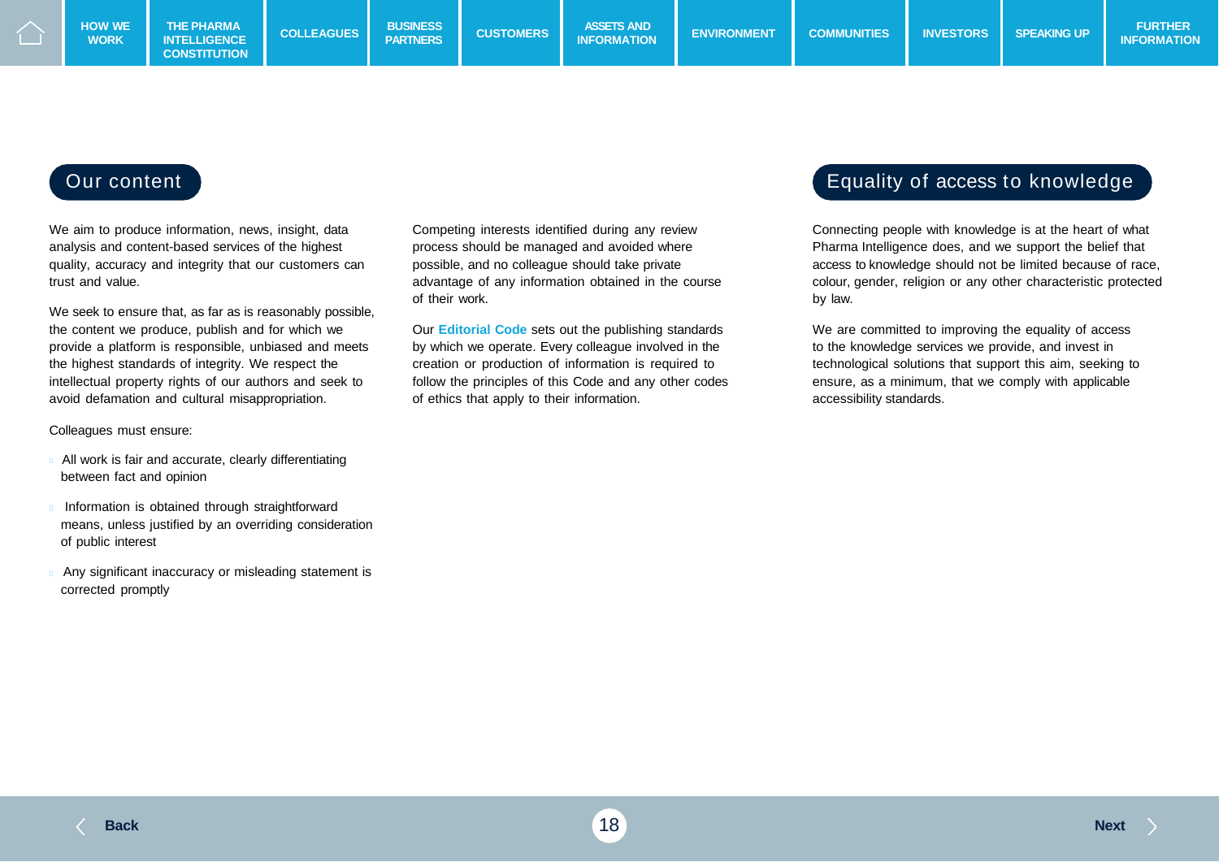## Our content

We aim to produce information, news, insight, data analysis and content-based services of the highest quality, accuracy and integrity that our customers can trust and value.

We seek to ensure that, as far as is reasonably possible, the content we produce, publish and for which we provide a platform is responsible, unbiased and meets the highest standards of integrity. We respect the intellectual property rights of our authors and seek to avoid defamation and cultural misappropriation.

Colleagues must ensure:

- All work is fair and accurate, clearly differentiating between fact and opinion
- Information is obtained through straightforward means, unless justified by an overriding consideration of public interest
- Any significant inaccuracy or misleading statement is corrected promptly

Competing interests identified during any review process should be managed and avoided where possible, and no colleague should take private advantage of any information obtained in the course of their work.

Our **Editorial Code** sets out the publishing standards by which we operate. Every colleague involved in the creation or production of information is required to follow the principles of this Code and any other codes of ethics that apply to their information.

## Equality of access to knowledge

Connecting people with knowledge is at the heart of what Pharma Intelligence does, and we support the belief that access to knowledge should not be limited because of race, colour, gender, religion or any other characteristic protected by law.

We are committed to improving the equality of access to the knowledge services we provide, and invest in technological solutions that support this aim, seeking to ensure, as a minimum, that we comply with applicable accessibility standards.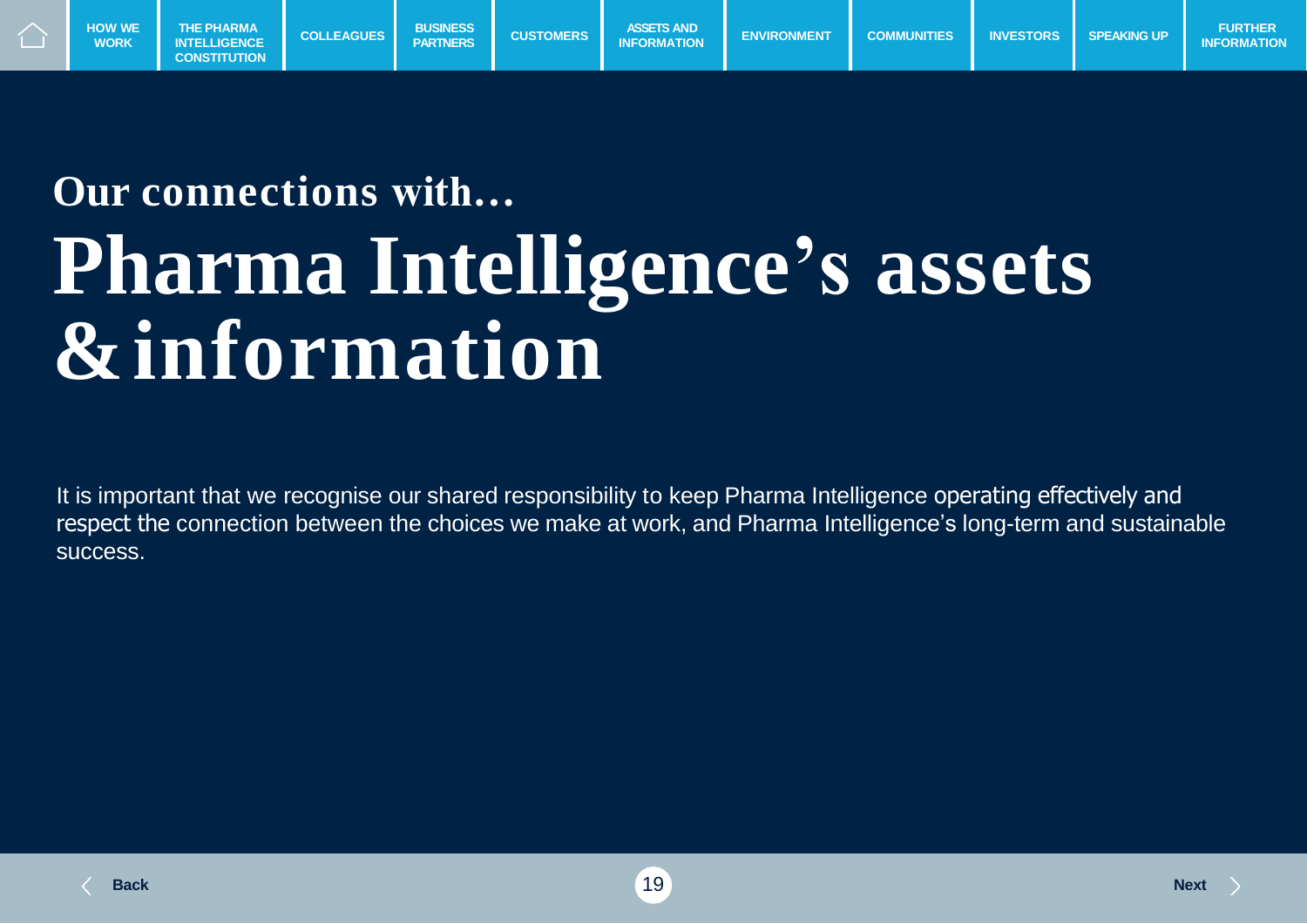## Our connections with…

# Pharma Intelligence's assets & information

It is important that we recognise our shared responsibility to keep Pharma Intelligence operating effectively and respect the connection between the choices we make at work, and Pharma Intelligence's long-term and sustainable success.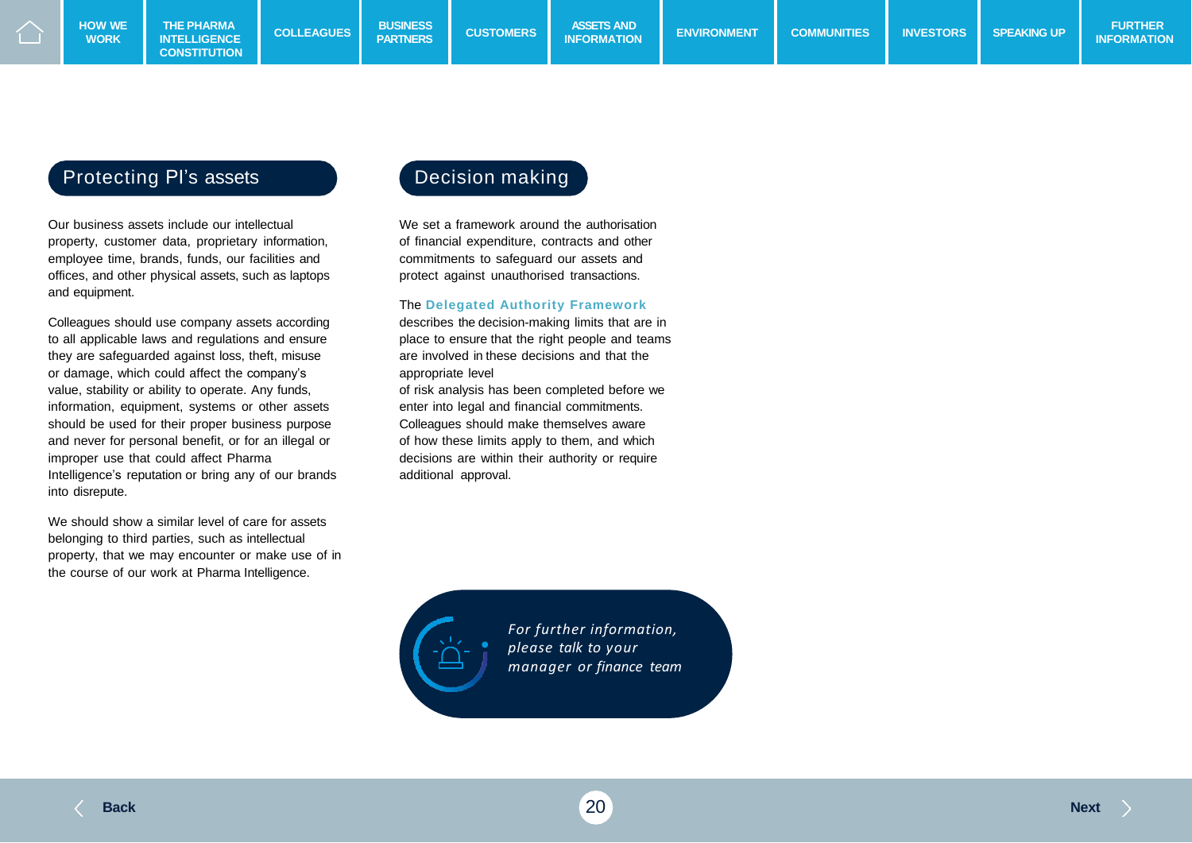## Protecting PI's assets

Our business assets include our intellectual property, customer data, proprietary information, employee time, brands, funds, our facilities and offices, and other physical assets, such as laptops and equipment.

Colleagues should use company assets according to all applicable laws and regulations and ensure they are safeguarded against loss, theft, misuse or damage, which could affect the company's value, stability or ability to operate. Any funds, information, equipment, systems or other assets should be used for their proper business purpose and never for personal benefit, or for an illegal or improper use that could affect Pharma Intelligence's reputation or bring any of our brands into disrepute.

We should show a similar level of care for assets belonging to third parties, such as intellectual property, that we may encounter or make use of in the course of our work at Pharma Intelligence.

## Decision making

We set a framework around the authorisation of financial expenditure, contracts and other commitments to safeguard our assets and protect against unauthorised transactions.

The **Delegated Authority Framework** describes the decision-making limits that are in place to ensure that the right people and teams are involved in these decisions and that the appropriate level of risk analysis has been completed before we enter into legal and financial commitments. Colleagues should make themselves aware of how these limits apply to them, and which decisions are within their authority or require additional approval.

*For further information, please talk to your manager or finance team*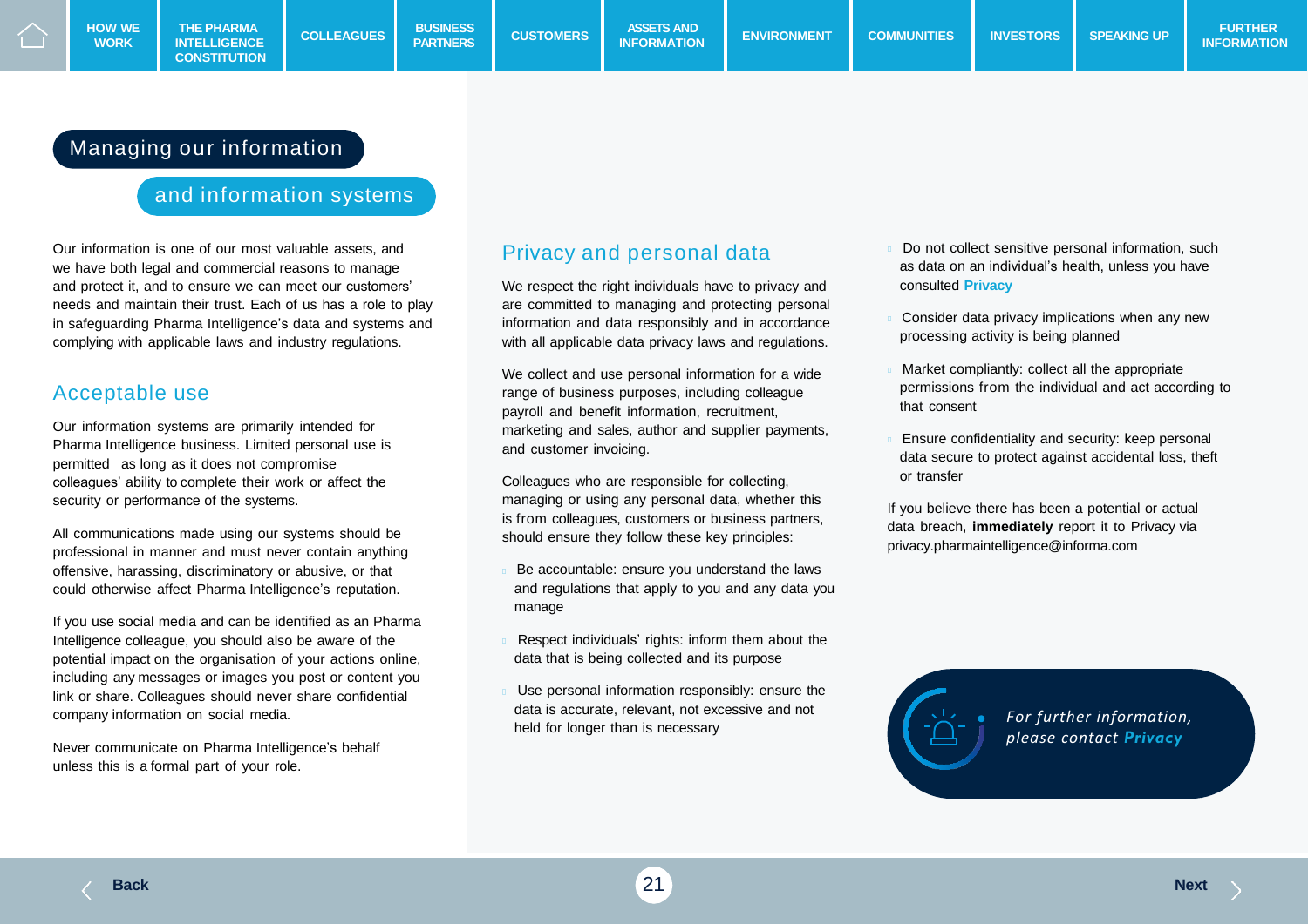# Managing our information and information systems

Our information is one of our most valuable assets, and we have both legal and commercial reasons to manage and protect it, and to ensure we can meet our customers' needs and maintain their trust. Each of us has a role to play in safeguarding Pharma Intelligence's data and systems and complying with applicable laws and industry regulations.

## Acceptable use

Our information systems are primarily intended for Pharma Intelligence business. Limited personal use is permitted as long as it does not compromise colleagues' ability to complete their work or affect the security or performance of the systems.

All communications made using our systems should be professional in manner and must never contain anything offensive, harassing, discriminatory or abusive, or that could otherwise affect Pharma Intelligence's reputation.

If you use social media and can be identified as an Pharma Intelligence colleague, you should also be aware of the potential impact on the organisation of your actions online, including any messages or images you post or content you link or share. Colleagues should never share confidential company information on social media.

Never communicate on Pharma Intelligence's behalf unless this is a formal part of your role.

## Privacy and personal data

We respect the right individuals have to privacy and are committed to managing and protecting personal information and data responsibly and in accordance with all applicable data privacy laws and regulations.

We collect and use personal information for a wide range of business purposes, including colleague payroll and benefit information, recruitment, marketing and sales, author and supplier payments, and customer invoicing.

Colleagues who are responsible for collecting, managing or using any personal data, whether this is from colleagues, customers or business partners, should ensure they follow these key principles:

- Be accountable: ensure you understand the laws and regulations that apply to you and any data you manage
- Respect individuals' rights: inform them about the data that is being collected and its purpose
- Use personal information responsibly: ensure the data is accurate, relevant, not excessive and not held for longer than is necessary
- Do not collect sensitive personal information, such as data on an individual's health, unless you have consulted **Privacy**
- Consider data privacy implications when any new processing activity is being planned
- Market compliantly: collect all the appropriate permissions from the individual and act according to that consent
- Ensure confidentiality and security: keep personal data secure to protect against accidental loss, theft or transfer

If you believe there has been a potential or actual data breach, **immediately** report it to Privacy via privacy.pharmaintelligence@informa.com

*For further information, please contact* ***Privacy***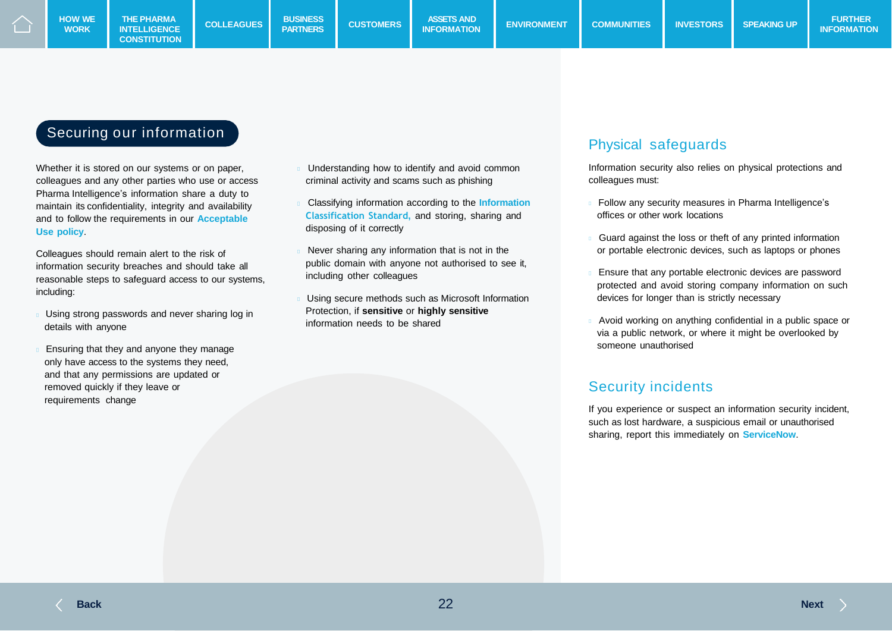## Securing our information

Whether it is stored on our systems or on paper, colleagues and any other parties who use or access Pharma Intelligence's information share a duty to maintain its confidentiality, integrity and availability and to follow the requirements in our **Acceptable Use policy**.

Colleagues should remain alert to the risk of information security breaches and should take all reasonable steps to safeguard access to our systems, including:

- Using strong passwords and never sharing log in details with anyone
- Ensuring that they and anyone they manage only have access to the systems they need, and that any permissions are updated or removed quickly if they leave or requirements change
- Understanding how to identify and avoid common criminal activity and scams such as phishing
- Classifying information according to the **Information Classification Standard,** and storing, sharing and disposing of it correctly
- Never sharing any information that is not in the public domain with anyone not authorised to see it, including other colleagues
- Using secure methods such as Microsoft Information Protection, if **sensitive** or **highly sensitive** information needs to be shared

## Physical safeguards

Information security also relies on physical protections and colleagues must:

- Follow any security measures in Pharma Intelligence's offices or other work locations
- Guard against the loss or theft of any printed information or portable electronic devices, such as laptops or phones
- Ensure that any portable electronic devices are password protected and avoid storing company information on such devices for longer than is strictly necessary
- Avoid working on anything confidential in a public space or via a public network, or where it might be overlooked by someone unauthorised

## Security incidents

If you experience or suspect an information security incident, such as lost hardware, a suspicious email or unauthorised sharing, report this immediately on **ServiceNow**.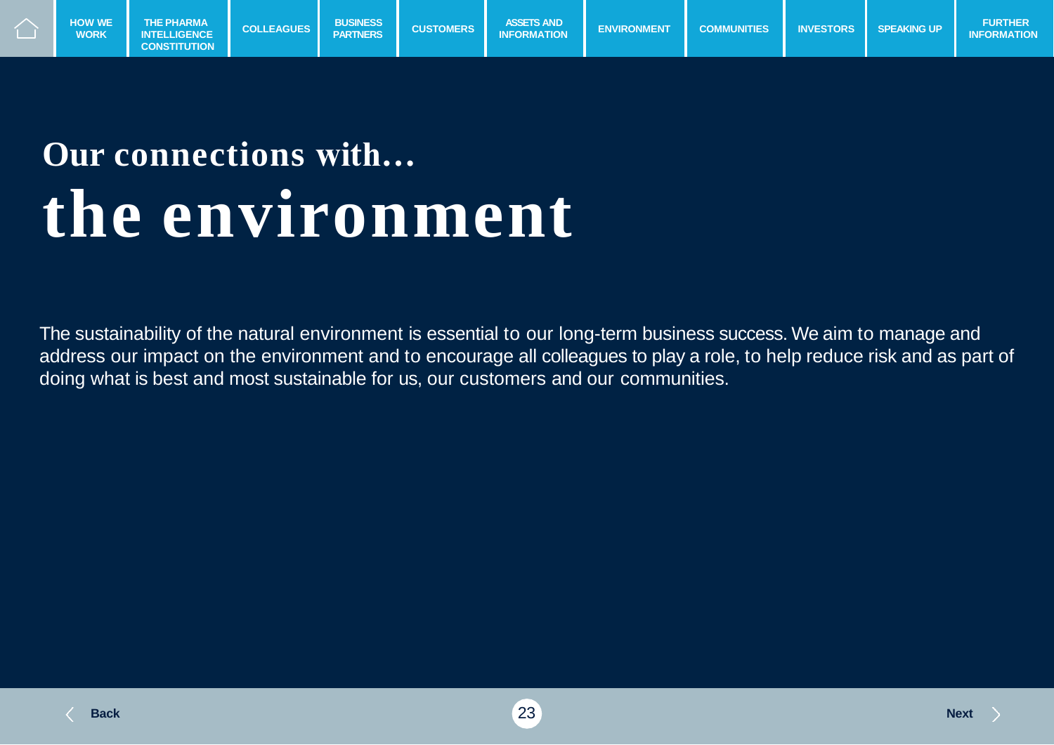# Our connections with…
# the environment

The sustainability of the natural environment is essential to our long-term business success. We aim to manage and address our impact on the environment and to encourage all colleagues to play a role, to help reduce risk and as part of doing what is best and most sustainable for us, our customers and our communities.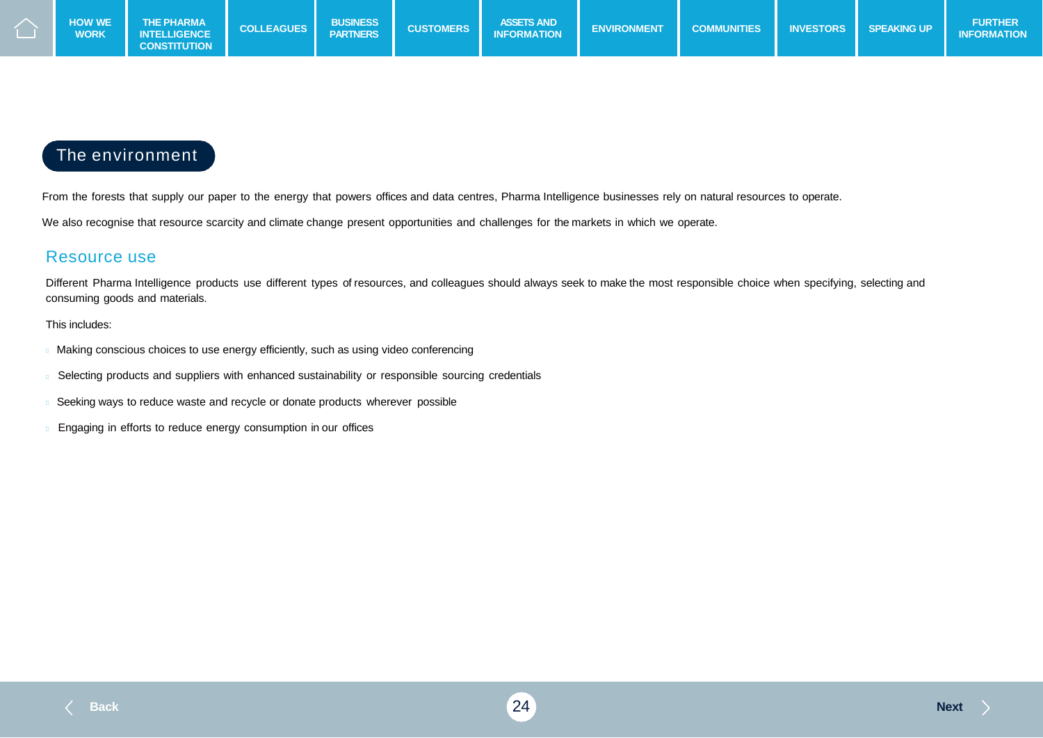# The environment

From the forests that supply our paper to the energy that powers offices and data centres, Pharma Intelligence businesses rely on natural resources to operate.

We also recognise that resource scarcity and climate change present opportunities and challenges for the markets in which we operate.

## Resource use

Different Pharma Intelligence products use different types of resources, and colleagues should always seek to make the most responsible choice when specifying, selecting and consuming goods and materials.

This includes:

- Making conscious choices to use energy efficiently, such as using video conferencing
- Selecting products and suppliers with enhanced sustainability or responsible sourcing credentials
- Seeking ways to reduce waste and recycle or donate products wherever possible
- Engaging in efforts to reduce energy consumption in our offices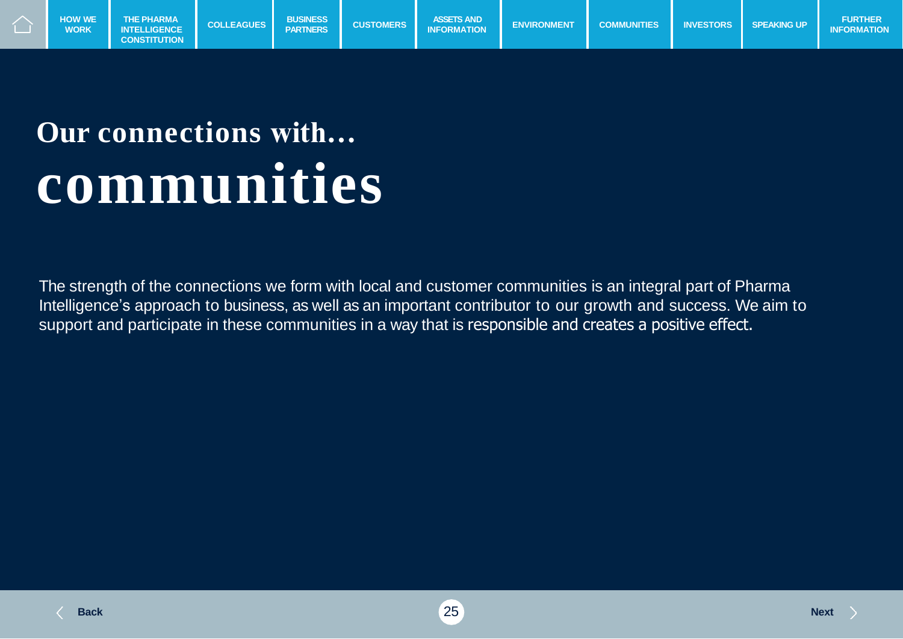# Our connections with… communities

The strength of the connections we form with local and customer communities is an integral part of Pharma Intelligence's approach to business, as well as an important contributor to our growth and success. We aim to support and participate in these communities in a way that is responsible and creates a positive effect.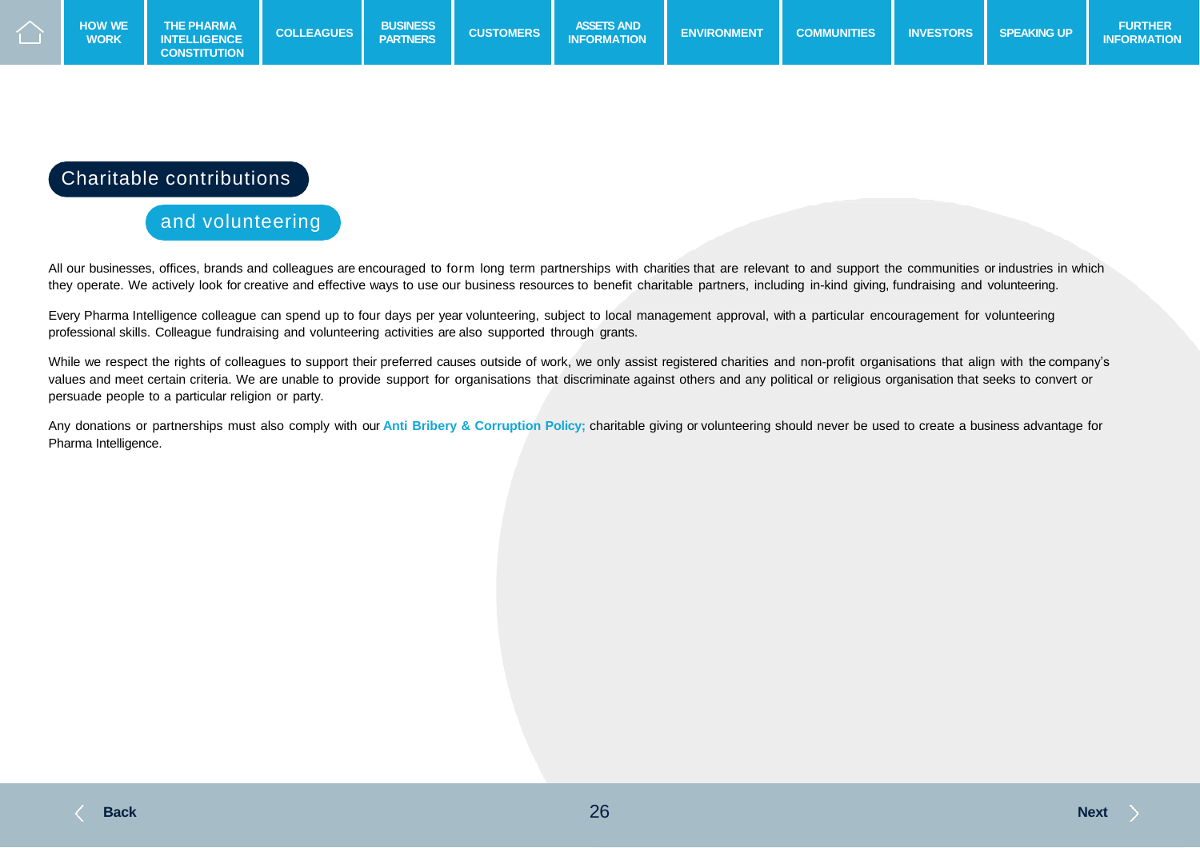# Charitable contributions and volunteering

All our businesses, offices, brands and colleagues are encouraged to form long term partnerships with charities that are relevant to and support the communities or industries in which they operate. We actively look for creative and effective ways to use our business resources to benefit charitable partners, including in-kind giving, fundraising and volunteering.

Every Pharma Intelligence colleague can spend up to four days per year volunteering, subject to local management approval, with a particular encouragement for volunteering professional skills. Colleague fundraising and volunteering activities are also supported through grants.

While we respect the rights of colleagues to support their preferred causes outside of work, we only assist registered charities and non-profit organisations that align with the company's values and meet certain criteria. We are unable to provide support for organisations that discriminate against others and any political or religious organisation that seeks to convert or persuade people to a particular religion or party.

Any donations or partnerships must also comply with our **Anti Bribery & Corruption Policy;** charitable giving or volunteering should never be used to create a business advantage for Pharma Intelligence.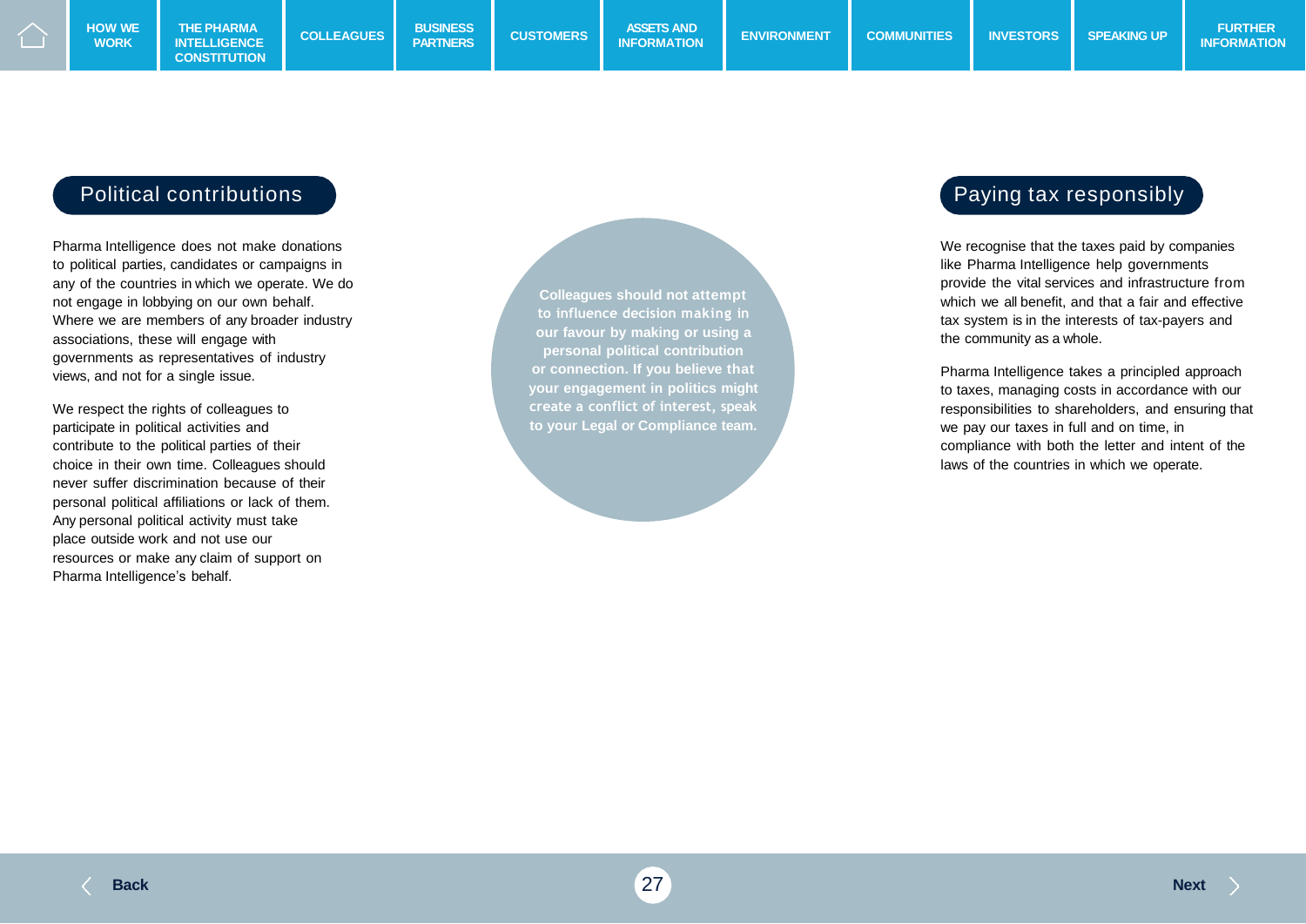## Political contributions

Pharma Intelligence does not make donations to political parties, candidates or campaigns in any of the countries in which we operate. We do not engage in lobbying on our own behalf. Where we are members of any broader industry associations, these will engage with governments as representatives of industry views, and not for a single issue.

We respect the rights of colleagues to participate in political activities and contribute to the political parties of their choice in their own time. Colleagues should never suffer discrimination because of their personal political affiliations or lack of them. Any personal political activity must take place outside work and not use our resources or make any claim of support on Pharma Intelligence's behalf.

**Colleagues should not attempt to influence decision making in our favour by making or using a personal political contribution or connection. If you believe that your engagement in politics might create a conflict of interest, speak to your Legal or Compliance team.**

## Paying tax responsibly

We recognise that the taxes paid by companies like Pharma Intelligence help governments provide the vital services and infrastructure from which we all benefit, and that a fair and effective tax system is in the interests of tax-payers and the community as a whole.

Pharma Intelligence takes a principled approach to taxes, managing costs in accordance with our responsibilities to shareholders, and ensuring that we pay our taxes in full and on time, in compliance with both the letter and intent of the laws of the countries in which we operate.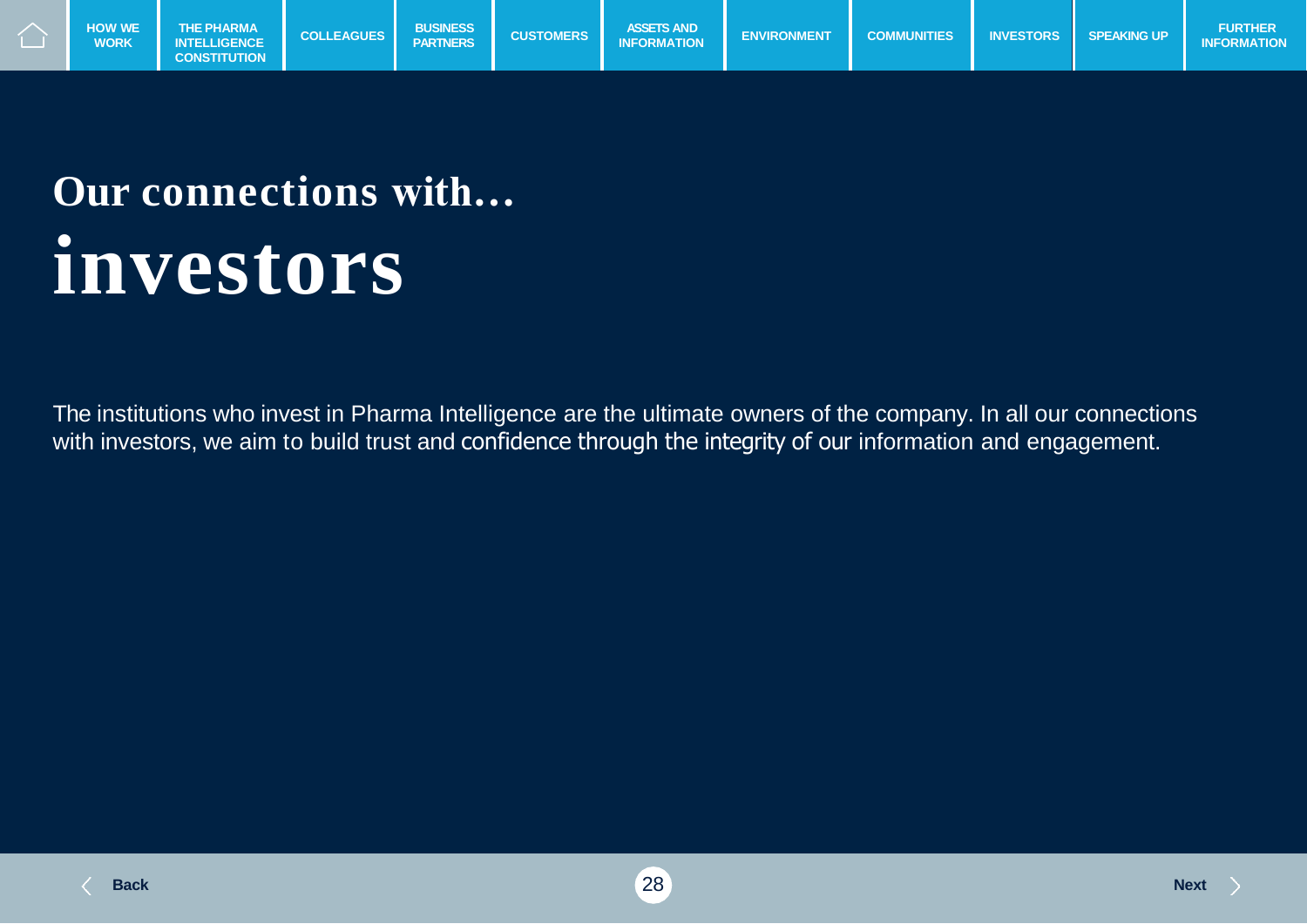# Our connections with…
# investors

The institutions who invest in Pharma Intelligence are the ultimate owners of the company. In all our connections with investors, we aim to build trust and confidence through the integrity of our information and engagement.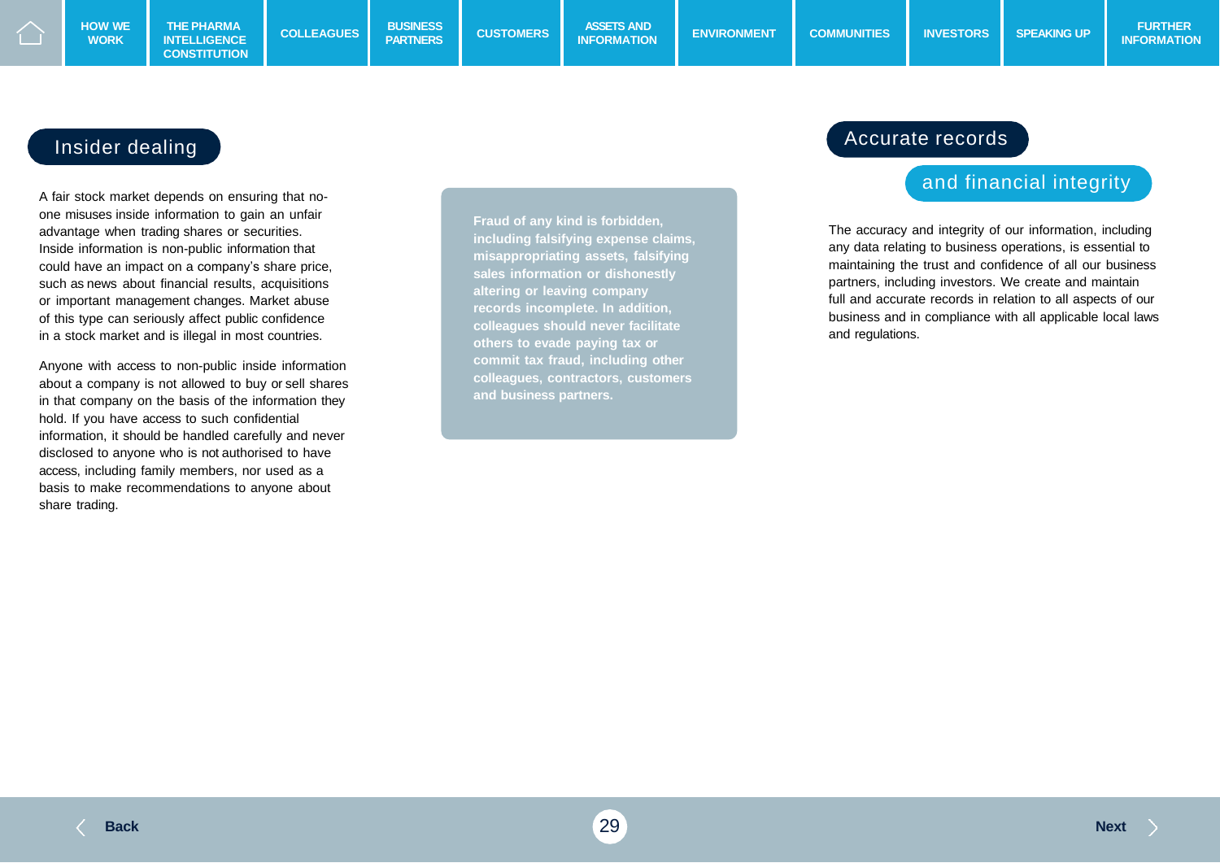## Insider dealing

A fair stock market depends on ensuring that no-one misuses inside information to gain an unfair advantage when trading shares or securities. Inside information is non-public information that could have an impact on a company's share price, such as news about financial results, acquisitions or important management changes. Market abuse of this type can seriously affect public confidence in a stock market and is illegal in most countries.

Anyone with access to non-public inside information about a company is not allowed to buy or sell shares in that company on the basis of the information they hold. If you have access to such confidential information, it should be handled carefully and never disclosed to anyone who is not authorised to have access, including family members, nor used as a basis to make recommendations to anyone about share trading.

**Fraud of any kind is forbidden, including falsifying expense claims, misappropriating assets, falsifying sales information or dishonestly altering or leaving company records incomplete. In addition, colleagues should never facilitate others to evade paying tax or commit tax fraud, including other colleagues, contractors, customers and business partners.**

## Accurate records and financial integrity

The accuracy and integrity of our information, including any data relating to business operations, is essential to maintaining the trust and confidence of all our business partners, including investors. We create and maintain full and accurate records in relation to all aspects of our business and in compliance with all applicable local laws and regulations.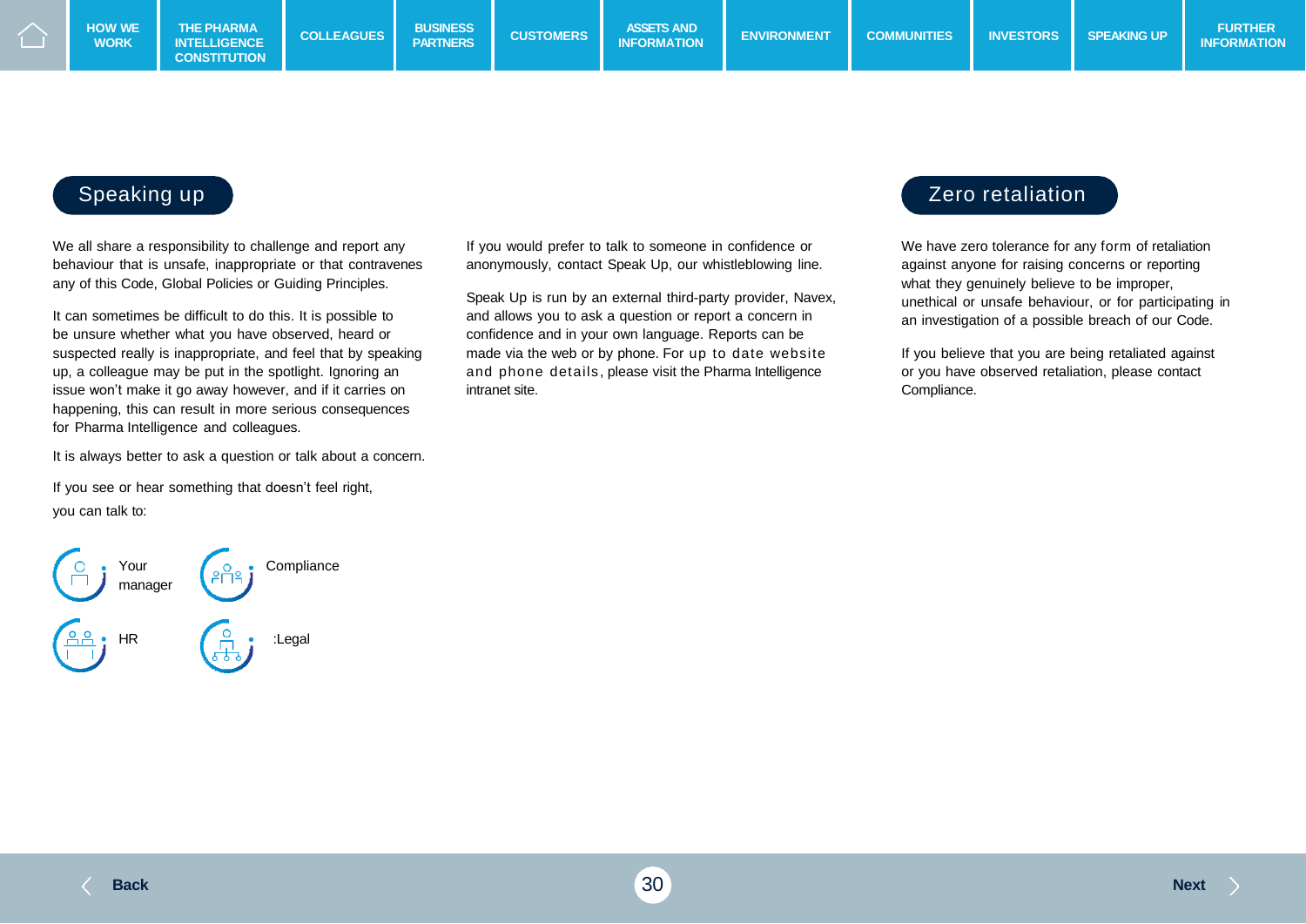## Speaking up

We all share a responsibility to challenge and report any behaviour that is unsafe, inappropriate or that contravenes any of this Code, Global Policies or Guiding Principles.

It can sometimes be difficult to do this. It is possible to be unsure whether what you have observed, heard or suspected really is inappropriate, and feel that by speaking up, a colleague may be put in the spotlight. Ignoring an issue won't make it go away however, and if it carries on happening, this can result in more serious consequences for Pharma Intelligence and colleagues.

It is always better to ask a question or talk about a concern.

If you see or hear something that doesn't feel right, you can talk to:

- Your manager
- Compliance
- HR
- :Legal

If you would prefer to talk to someone in confidence or anonymously, contact Speak Up, our whistleblowing line.

Speak Up is run by an external third-party provider, Navex, and allows you to ask a question or report a concern in confidence and in your own language. Reports can be made via the web or by phone. For up to date website and phone details, please visit the Pharma Intelligence intranet site.

## Zero retaliation

We have zero tolerance for any form of retaliation against anyone for raising concerns or reporting what they genuinely believe to be improper, unethical or unsafe behaviour, or for participating in an investigation of a possible breach of our Code.

If you believe that you are being retaliated against or you have observed retaliation, please contact Compliance.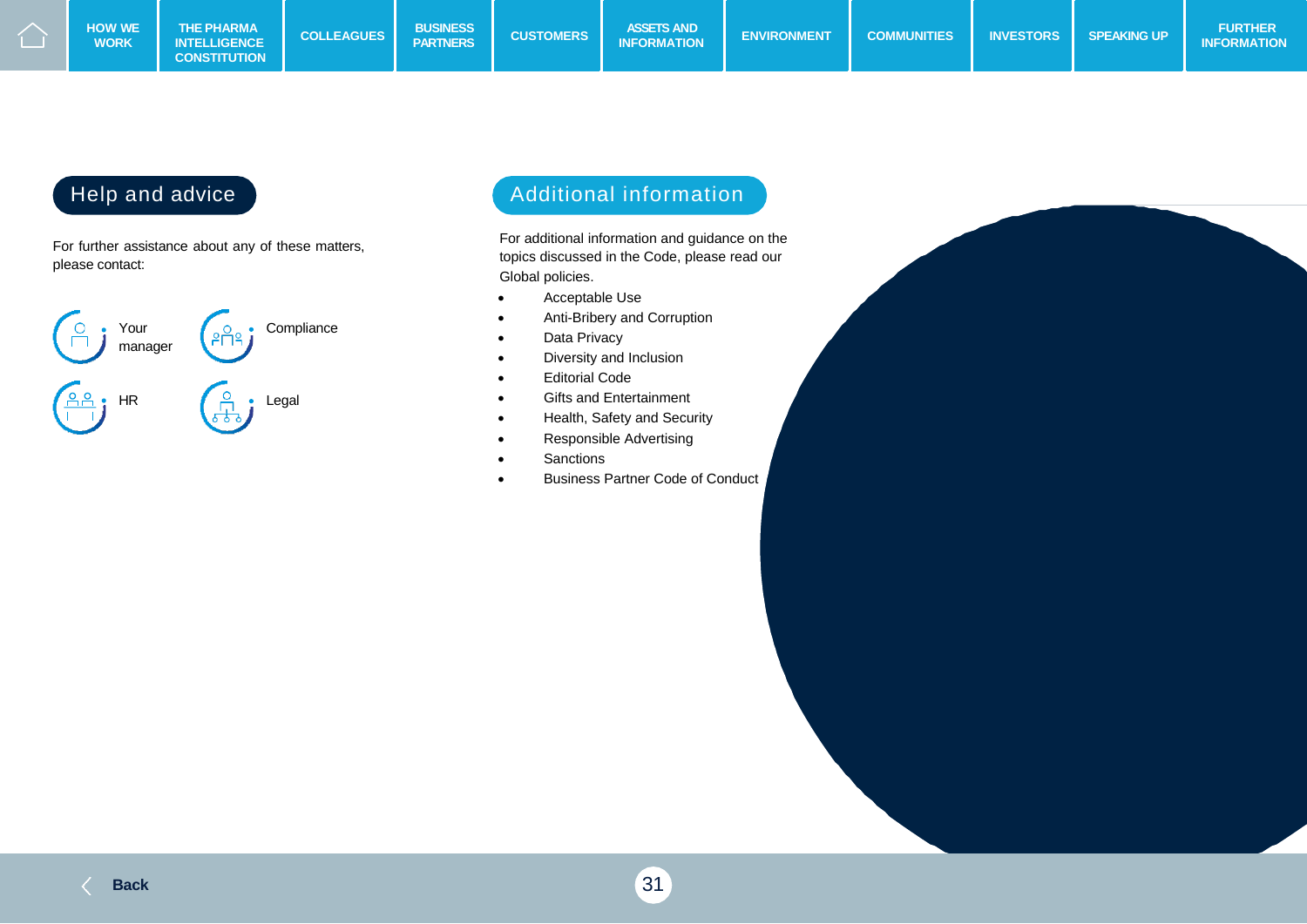## Help and advice

For further assistance about any of these matters, please contact:

- Your manager
- Compliance
- HR
- Legal

## Additional information

For additional information and guidance on the topics discussed in the Code, please read our Global policies.

- Acceptable Use
- Anti-Bribery and Corruption
- Data Privacy
- Diversity and Inclusion
- Editorial Code
- Gifts and Entertainment
- Health, Safety and Security
- Responsible Advertising
- Sanctions
- Business Partner Code of Conduct